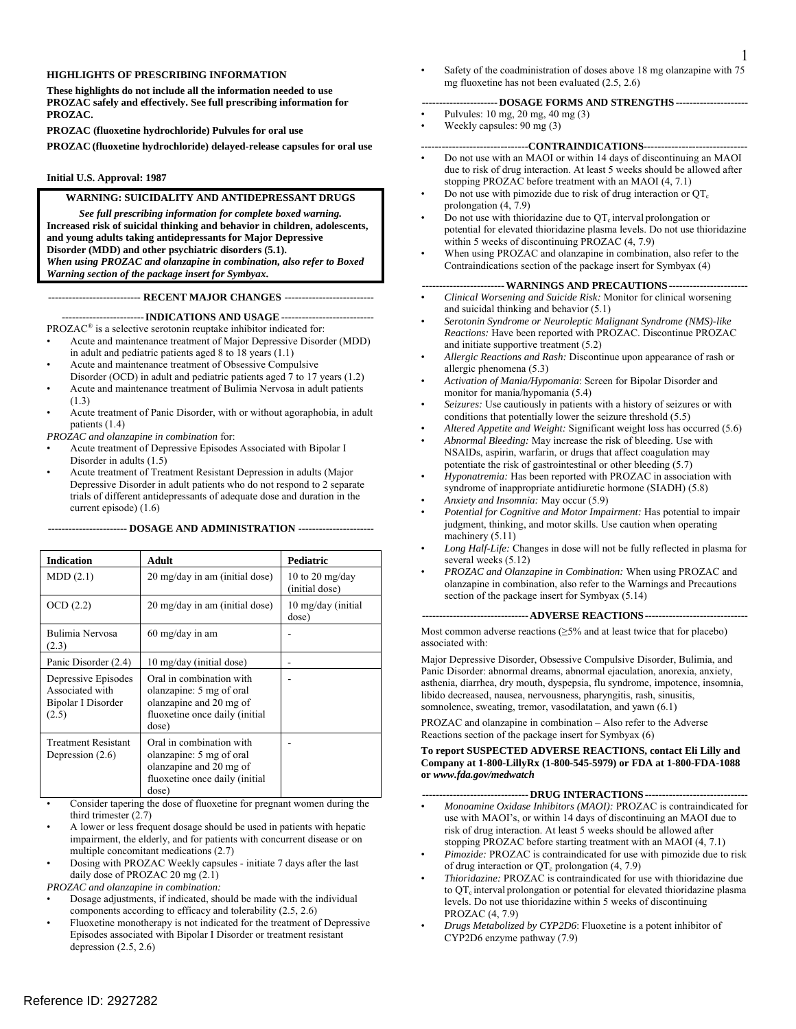**HIGHLIGHTS OF PRESCRIBING INFORMATION**

**These highlights do not include all the information needed to use PROZAC safely and effectively. See full prescribing information for PROZAC.**

**PROZAC (fluoxetine hydrochloride) Pulvules for oral use**

**PROZAC (fluoxetine hydrochloride) delayed-release capsules for oral use**

**Initial U.S. Approval: 1987**

> **WARNING: SUICIDALITY AND ANTIDEPRESSANT DRUGS**
>
> ***See full prescribing information for complete boxed warning.***
> **Increased risk of suicidal thinking and behavior in children, adolescents, and young adults taking antidepressants for Major Depressive Disorder (MDD) and other psychiatric disorders (5.1).**
> ***When using PROZAC and olanzapine in combination, also refer to Boxed Warning section of the package insert for Symbyax.***

**RECENT MAJOR CHANGES**

**INDICATIONS AND USAGE**

PROZAC® is a selective serotonin reuptake inhibitor indicated for:

- Acute and maintenance treatment of Major Depressive Disorder (MDD) in adult and pediatric patients aged 8 to 18 years (1.1)
- Acute and maintenance treatment of Obsessive Compulsive Disorder (OCD) in adult and pediatric patients aged 7 to 17 years (1.2)
- Acute and maintenance treatment of Bulimia Nervosa in adult patients (1.3)
- Acute treatment of Panic Disorder, with or without agoraphobia, in adult patients (1.4)

*PROZAC and olanzapine in combination* for:

- Acute treatment of Depressive Episodes Associated with Bipolar I Disorder in adults (1.5)
- Acute treatment of Treatment Resistant Depression in adults (Major Depressive Disorder in adult patients who do not respond to 2 separate trials of different antidepressants of adequate dose and duration in the current episode) (1.6)

**DOSAGE AND ADMINISTRATION**

| Indication | Adult | Pediatric |
|---|---|---|
| MDD (2.1) | 20 mg/day in am (initial dose) | 10 to 20 mg/day (initial dose) |
| OCD (2.2) | 20 mg/day in am (initial dose) | 10 mg/day (initial dose) |
| Bulimia Nervosa (2.3) | 60 mg/day in am | - |
| Panic Disorder (2.4) | 10 mg/day (initial dose) | - |
| Depressive Episodes Associated with Bipolar I Disorder (2.5) | Oral in combination with olanzapine: 5 mg of oral olanzapine and 20 mg of fluoxetine once daily (initial dose) | - |
| Treatment Resistant Depression (2.6) | Oral in combination with olanzapine: 5 mg of oral olanzapine and 20 mg of fluoxetine once daily (initial dose) | - |

- Consider tapering the dose of fluoxetine for pregnant women during the third trimester (2.7)
- A lower or less frequent dosage should be used in patients with hepatic impairment, the elderly, and for patients with concurrent disease or on multiple concomitant medications (2.7)
- Dosing with PROZAC Weekly capsules - initiate 7 days after the last daily dose of PROZAC 20 mg (2.1)

*PROZAC and olanzapine in combination:*

- Dosage adjustments, if indicated, should be made with the individual components according to efficacy and tolerability (2.5, 2.6)
- Fluoxetine monotherapy is not indicated for the treatment of Depressive Episodes associated with Bipolar I Disorder or treatment resistant depression (2.5, 2.6)
- Safety of the coadministration of doses above 18 mg olanzapine with 75 mg fluoxetine has not been evaluated (2.5, 2.6)

**DOSAGE FORMS AND STRENGTHS**

- Pulvules: 10 mg, 20 mg, 40 mg (3)
- Weekly capsules: 90 mg (3)

**CONTRAINDICATIONS**

- Do not use with an MAOI or within 14 days of discontinuing an MAOI due to risk of drug interaction. At least 5 weeks should be allowed after stopping PROZAC before treatment with an MAOI (4, 7.1)
- Do not use with pimozide due to risk of drug interaction or $QT_c$ prolongation (4, 7.9)
- Do not use with thioridazine due to $QT_c$ interval prolongation or potential for elevated thioridazine plasma levels. Do not use thioridazine within 5 weeks of discontinuing PROZAC (4, 7.9)
- When using PROZAC and olanzapine in combination, also refer to the Contraindications section of the package insert for Symbyax (4)

**WARNINGS AND PRECAUTIONS**

- *Clinical Worsening and Suicide Risk:* Monitor for clinical worsening and suicidal thinking and behavior (5.1)
- *Serotonin Syndrome or Neuroleptic Malignant Syndrome (NMS)-like Reactions:* Have been reported with PROZAC. Discontinue PROZAC and initiate supportive treatment (5.2)
- *Allergic Reactions and Rash:* Discontinue upon appearance of rash or allergic phenomena (5.3)
- *Activation of Mania/Hypomania*: Screen for Bipolar Disorder and monitor for mania/hypomania (5.4)
- *Seizures:* Use cautiously in patients with a history of seizures or with conditions that potentially lower the seizure threshold (5.5)
- *Altered Appetite and Weight:* Significant weight loss has occurred (5.6)
- *Abnormal Bleeding:* May increase the risk of bleeding. Use with NSAIDs, aspirin, warfarin, or drugs that affect coagulation may potentiate the risk of gastrointestinal or other bleeding (5.7)
- *Hyponatremia:* Has been reported with PROZAC in association with syndrome of inappropriate antidiuretic hormone (SIADH) (5.8)
- *Anxiety and Insomnia:* May occur (5.9)
- *Potential for Cognitive and Motor Impairment:* Has potential to impair judgment, thinking, and motor skills. Use caution when operating machinery (5.11)
- *Long Half-Life:* Changes in dose will not be fully reflected in plasma for several weeks (5.12)
- *PROZAC and Olanzapine in Combination:* When using PROZAC and olanzapine in combination, also refer to the Warnings and Precautions section of the package insert for Symbyax (5.14)

**ADVERSE REACTIONS**

Most common adverse reactions (≥5% and at least twice that for placebo) associated with:

Major Depressive Disorder, Obsessive Compulsive Disorder, Bulimia, and Panic Disorder: abnormal dreams, abnormal ejaculation, anorexia, anxiety, asthenia, diarrhea, dry mouth, dyspepsia, flu syndrome, impotence, insomnia, libido decreased, nausea, nervousness, pharyngitis, rash, sinusitis, somnolence, sweating, tremor, vasodilatation, and yawn (6.1)

PROZAC and olanzapine in combination – Also refer to the Adverse Reactions section of the package insert for Symbyax (6)

**To report SUSPECTED ADVERSE REACTIONS, contact Eli Lilly and Company at 1-800-LillyRx (1-800-545-5979) or FDA at 1-800-FDA-1088 or *www.fda.gov/medwatch***

**DRUG INTERACTIONS**

- *Monoamine Oxidase Inhibitors (MAOI):* PROZAC is contraindicated for use with MAOI's, or within 14 days of discontinuing an MAOI due to risk of drug interaction. At least 5 weeks should be allowed after stopping PROZAC before starting treatment with an MAOI (4, 7.1)
- *Pimozide:* PROZAC is contraindicated for use with pimozide due to risk of drug interaction or $QT_c$ prolongation (4, 7.9)
- *Thioridazine:* PROZAC is contraindicated for use with thioridazine due to $QT_c$ interval prolongation or potential for elevated thioridazine plasma levels. Do not use thioridazine within 5 weeks of discontinuing PROZAC (4, 7.9)
- *Drugs Metabolized by CYP2D6*: Fluoxetine is a potent inhibitor of CYP2D6 enzyme pathway (7.9)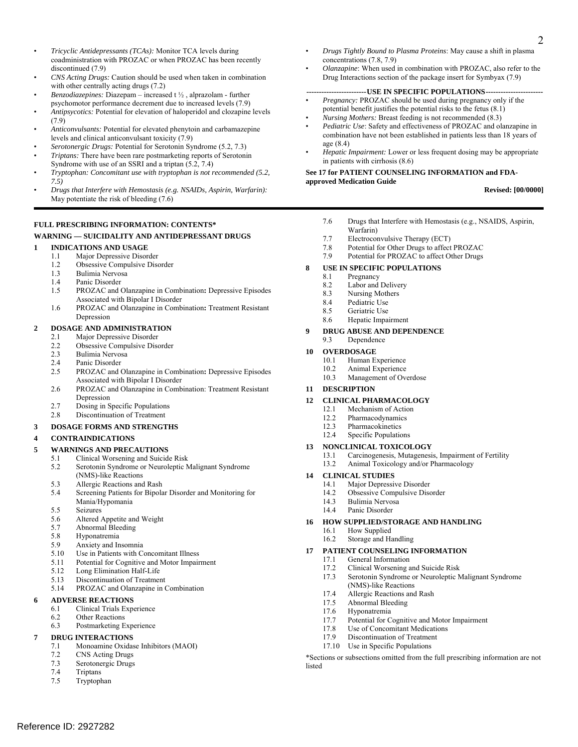- *Tricyclic Antidepressants (TCAs):* Monitor TCA levels during coadministration with PROZAC or when PROZAC has been recently discontinued (7.9)
- *CNS Acting Drugs:* Caution should be used when taken in combination with other centrally acting drugs (7.2)
- *Benzodiazepines:* Diazepam – increased t ½ , alprazolam - further psychomotor performance decrement due to increased levels (7.9)
- *Antipsycotics:* Potential for elevation of haloperidol and clozapine levels (7.9)
- *Anticonvulsants:* Potential for elevated phenytoin and carbamazepine levels and clinical anticonvulsant toxicity (7.9)
- *Serotonergic Drugs:* Potential for Serotonin Syndrome (5.2, 7.3)
- *Triptans:* There have been rare postmarketing reports of Serotonin Syndrome with use of an SSRI and a triptan (5.2, 7.4)
- *Tryptophan: Concomitant use with tryptophan is not recommended (5.2, 7.5)*
- *Drugs that Interfere with Hemostasis (e.g. NSAIDs, Aspirin, Warfarin):* May potentiate the risk of bleeding (7.6)
- *Drugs Tightly Bound to Plasma Proteins*: May cause a shift in plasma concentrations (7.8, 7.9)
- *Olanzapine*: When used in combination with PROZAC, also refer to the Drug Interactions section of the package insert for Symbyax (7.9)

**-----------------------USE IN SPECIFIC POPULATIONS-----------------------**

- *Pregnancy:* PROZAC should be used during pregnancy only if the potential benefit justifies the potential risks to the fetus (8.1)
- *Nursing Mothers:* Breast feeding is not recommended (8.3)
- *Pediatric Use*: Safety and effectiveness of PROZAC and olanzapine in combination have not been established in patients less than 18 years of age (8.4)
- *Hepatic Impairment:* Lower or less frequent dosing may be appropriate in patients with cirrhosis (8.6)

**See 17 for PATIENT COUNSELING INFORMATION and FDA-approved Medication Guide**

**Revised: [00/0000]**

---

**FULL PRESCRIBING INFORMATION: CONTENTS***

**WARNING — SUICIDALITY AND ANTIDEPRESSANT DRUGS**

**1 INDICATIONS AND USAGE**
- 1.1 Major Depressive Disorder
- 1.2 Obsessive Compulsive Disorder
- 1.3 Bulimia Nervosa
- 1.4 Panic Disorder
- 1.5 PROZAC and Olanzapine in Combination**:** Depressive Episodes Associated with Bipolar I Disorder
- 1.6 PROZAC and Olanzapine in Combination**:** Treatment Resistant Depression

**2 DOSAGE AND ADMINISTRATION**
- 2.1 Major Depressive Disorder
- 2.2 Obsessive Compulsive Disorder
- 2.3 Bulimia Nervosa
- 2.4 Panic Disorder
- 2.5 PROZAC and Olanzapine in Combination**:** Depressive Episodes Associated with Bipolar I Disorder
- 2.6 PROZAC and Olanzapine in Combination: Treatment Resistant Depression
- 2.7 Dosing in Specific Populations
- 2.8 Discontinuation of Treatment

**3 DOSAGE FORMS AND STRENGTHS**

**4 CONTRAINDICATIONS**

**5 WARNINGS AND PRECAUTIONS**
- 5.1 Clinical Worsening and Suicide Risk
- 5.2 Serotonin Syndrome or Neuroleptic Malignant Syndrome (NMS)-like Reactions
- 5.3 Allergic Reactions and Rash
- 5.4 Screening Patients for Bipolar Disorder and Monitoring for Mania/Hypomania
- 5.5 Seizures
- 5.6 Altered Appetite and Weight
- 5.7 Abnormal Bleeding
- 5.8 Hyponatremia
- 5.9 Anxiety and Insomnia
- 5.10 Use in Patients with Concomitant Illness
- 5.11 Potential for Cognitive and Motor Impairment
- 5.12 Long Elimination Half-Life
- 5.13 Discontinuation of Treatment
- 5.14 PROZAC and Olanzapine in Combination

**6 ADVERSE REACTIONS**
- 6.1 Clinical Trials Experience
- 6.2 Other Reactions
- 6.3 Postmarketing Experience

**7 DRUG INTERACTIONS**
- 7.1 Monoamine Oxidase Inhibitors (MAOI)
- 7.2 CNS Acting Drugs
- 7.3 Serotonergic Drugs
- 7.4 Triptans
- 7.5 Tryptophan
- 7.6 Drugs that Interfere with Hemostasis (e.g., NSAIDS, Aspirin, Warfarin)
- 7.7 Electroconvulsive Therapy (ECT)
- 7.8 Potential for Other Drugs to affect PROZAC
- 7.9 Potential for PROZAC to affect Other Drugs

**8 USE IN SPECIFIC POPULATIONS**
- 8.1 Pregnancy
- 8.2 Labor and Delivery
- 8.3 Nursing Mothers
- 8.4 Pediatric Use
- 8.5 Geriatric Use
- 8.6 Hepatic Impairment

**9 DRUG ABUSE AND DEPENDENCE**
- 9.3 Dependence

**10 OVERDOSAGE**
- 10.1 Human Experience
- 10.2 Animal Experience
- 10.3 Management of Overdose

**11 DESCRIPTION**

**12 CLINICAL PHARMACOLOGY**
- 12.1 Mechanism of Action
- 12.2 Pharmacodynamics
- 12.3 Pharmacokinetics
- 12.4 Specific Populations

**13 NONCLINICAL TOXICOLOGY**
- 13.1 Carcinogenesis, Mutagenesis, Impairment of Fertility
- 13.2 Animal Toxicology and/or Pharmacology

**14 CLINICAL STUDIES**
- 14.1 Major Depressive Disorder
- 14.2 Obsessive Compulsive Disorder
- 14.3 Bulimia Nervosa
- 14.4 Panic Disorder

**16 HOW SUPPLIED/STORAGE AND HANDLING**
- 16.1 How Supplied
- 16.2 Storage and Handling

**17 PATIENT COUNSELING INFORMATION**
- 17.1 General Information
- 17.2 Clinical Worsening and Suicide Risk
- 17.3 Serotonin Syndrome or Neuroleptic Malignant Syndrome (NMS)-like Reactions
- 17.4 Allergic Reactions and Rash
- 17.5 Abnormal Bleeding
- 17.6 Hyponatremia
- 17.7 Potential for Cognitive and Motor Impairment
- 17.8 Use of Concomitant Medications
- 17.9 Discontinuation of Treatment
- 17.10 Use in Specific Populations

*Sections or subsections omitted from the full prescribing information are not listed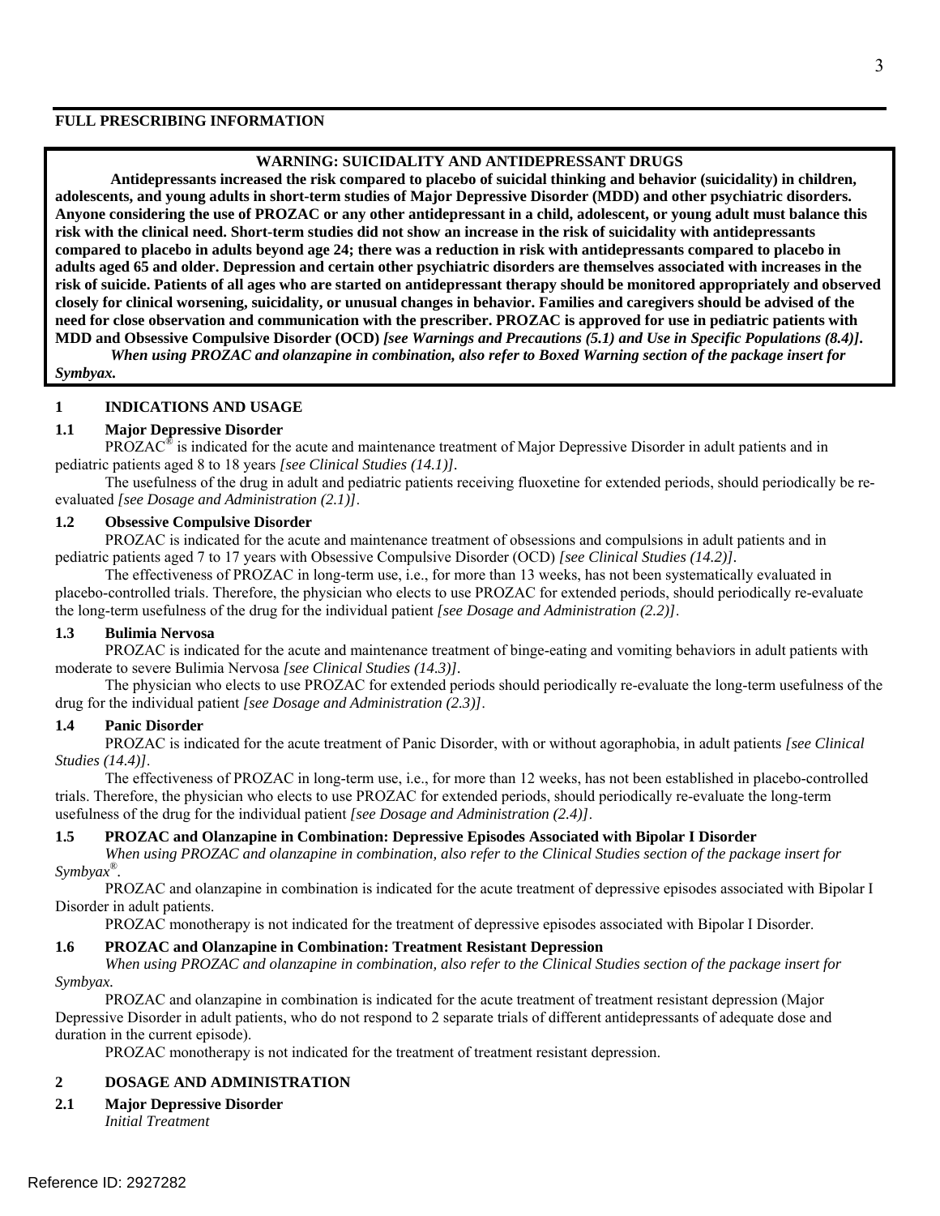## FULL PRESCRIBING INFORMATION

**WARNING: SUICIDALITY AND ANTIDEPRESSANT DRUGS**

**Antidepressants increased the risk compared to placebo of suicidal thinking and behavior (suicidality) in children, adolescents, and young adults in short-term studies of Major Depressive Disorder (MDD) and other psychiatric disorders. Anyone considering the use of PROZAC or any other antidepressant in a child, adolescent, or young adult must balance this risk with the clinical need. Short-term studies did not show an increase in the risk of suicidality with antidepressants compared to placebo in adults beyond age 24; there was a reduction in risk with antidepressants compared to placebo in adults aged 65 and older. Depression and certain other psychiatric disorders are themselves associated with increases in the risk of suicide. Patients of all ages who are started on antidepressant therapy should be monitored appropriately and observed closely for clinical worsening, suicidality, or unusual changes in behavior. Families and caregivers should be advised of the need for close observation and communication with the prescriber. PROZAC is approved for use in pediatric patients with MDD and Obsessive Compulsive Disorder (OCD)** ***[see Warnings and Precautions (5.1) and Use in Specific Populations (8.4)].***

***When using PROZAC and olanzapine in combination, also refer to Boxed Warning section of the package insert for Symbyax.***

## 1 INDICATIONS AND USAGE

### 1.1 Major Depressive Disorder

PROZAC® is indicated for the acute and maintenance treatment of Major Depressive Disorder in adult patients and in pediatric patients aged 8 to 18 years *[see Clinical Studies (14.1)]*.

The usefulness of the drug in adult and pediatric patients receiving fluoxetine for extended periods, should periodically be re-evaluated *[see Dosage and Administration (2.1)]*.

### 1.2 Obsessive Compulsive Disorder

PROZAC is indicated for the acute and maintenance treatment of obsessions and compulsions in adult patients and in pediatric patients aged 7 to 17 years with Obsessive Compulsive Disorder (OCD) *[see Clinical Studies (14.2)]*.

The effectiveness of PROZAC in long-term use, i.e., for more than 13 weeks, has not been systematically evaluated in placebo-controlled trials. Therefore, the physician who elects to use PROZAC for extended periods, should periodically re-evaluate the long-term usefulness of the drug for the individual patient *[see Dosage and Administration (2.2)]*.

### 1.3 Bulimia Nervosa

PROZAC is indicated for the acute and maintenance treatment of binge-eating and vomiting behaviors in adult patients with moderate to severe Bulimia Nervosa *[see Clinical Studies (14.3)]*.

The physician who elects to use PROZAC for extended periods should periodically re-evaluate the long-term usefulness of the drug for the individual patient *[see Dosage and Administration (2.3)]*.

### 1.4 Panic Disorder

PROZAC is indicated for the acute treatment of Panic Disorder, with or without agoraphobia, in adult patients *[see Clinical Studies (14.4)]*.

The effectiveness of PROZAC in long-term use, i.e., for more than 12 weeks, has not been established in placebo-controlled trials. Therefore, the physician who elects to use PROZAC for extended periods, should periodically re-evaluate the long-term usefulness of the drug for the individual patient *[see Dosage and Administration (2.4)]*.

### 1.5 PROZAC and Olanzapine in Combination: Depressive Episodes Associated with Bipolar I Disorder

*When using PROZAC and olanzapine in combination, also refer to the Clinical Studies section of the package insert for Symbyax®.*

PROZAC and olanzapine in combination is indicated for the acute treatment of depressive episodes associated with Bipolar I Disorder in adult patients.

PROZAC monotherapy is not indicated for the treatment of depressive episodes associated with Bipolar I Disorder.

### 1.6 PROZAC and Olanzapine in Combination: Treatment Resistant Depression

*When using PROZAC and olanzapine in combination, also refer to the Clinical Studies section of the package insert for Symbyax.*

PROZAC and olanzapine in combination is indicated for the acute treatment of treatment resistant depression (Major Depressive Disorder in adult patients, who do not respond to 2 separate trials of different antidepressants of adequate dose and duration in the current episode).

PROZAC monotherapy is not indicated for the treatment of treatment resistant depression.

## 2 DOSAGE AND ADMINISTRATION

### 2.1 Major Depressive Disorder

*Initial Treatment*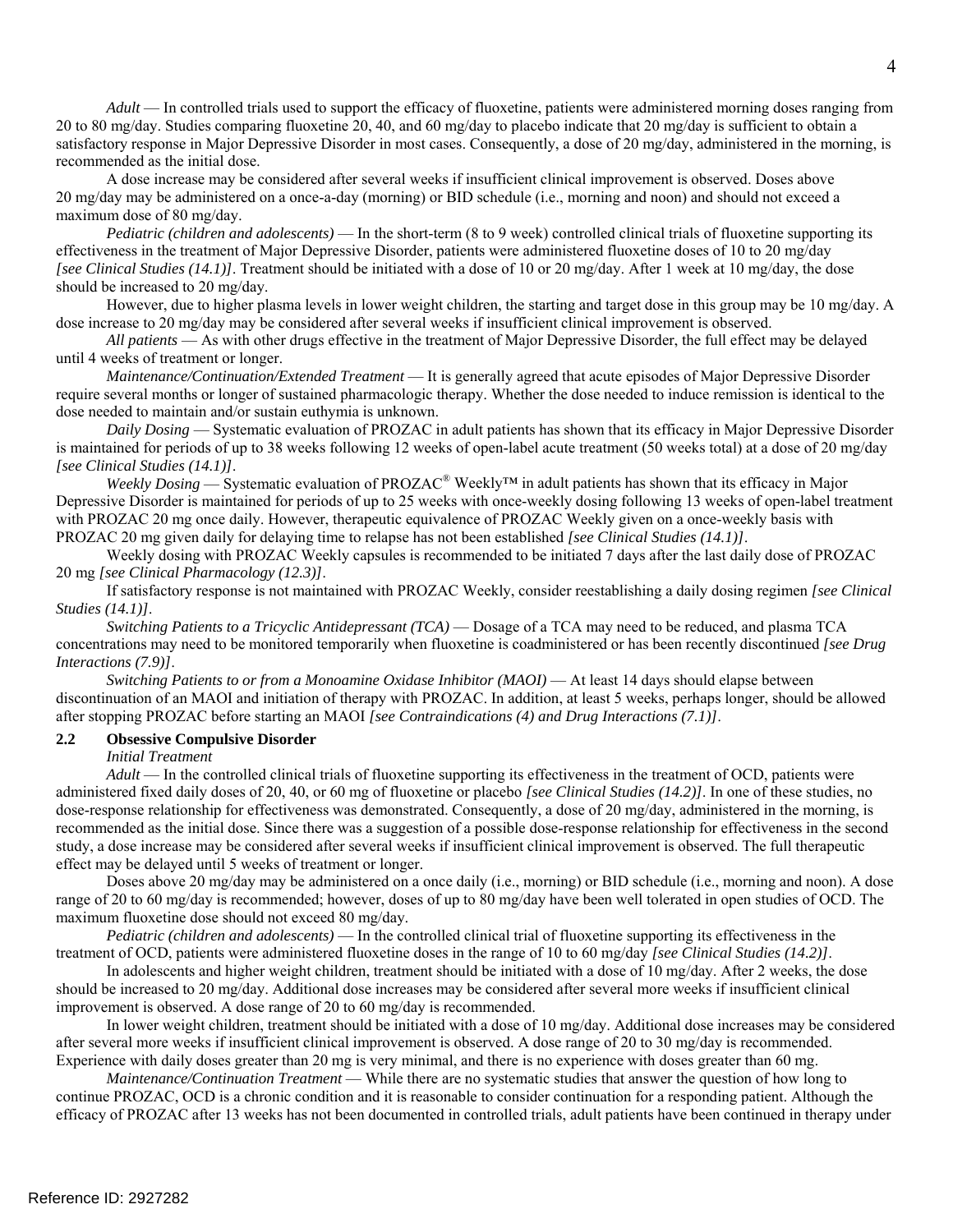*Adult* — In controlled trials used to support the efficacy of fluoxetine, patients were administered morning doses ranging from 20 to 80 mg/day. Studies comparing fluoxetine 20, 40, and 60 mg/day to placebo indicate that 20 mg/day is sufficient to obtain a satisfactory response in Major Depressive Disorder in most cases. Consequently, a dose of 20 mg/day, administered in the morning, is recommended as the initial dose.

A dose increase may be considered after several weeks if insufficient clinical improvement is observed. Doses above 20 mg/day may be administered on a once-a-day (morning) or BID schedule (i.e., morning and noon) and should not exceed a maximum dose of 80 mg/day.

*Pediatric (children and adolescents)* — In the short-term (8 to 9 week) controlled clinical trials of fluoxetine supporting its effectiveness in the treatment of Major Depressive Disorder, patients were administered fluoxetine doses of 10 to 20 mg/day *[see Clinical Studies (14.1)]*. Treatment should be initiated with a dose of 10 or 20 mg/day. After 1 week at 10 mg/day, the dose should be increased to 20 mg/day.

However, due to higher plasma levels in lower weight children, the starting and target dose in this group may be 10 mg/day. A dose increase to 20 mg/day may be considered after several weeks if insufficient clinical improvement is observed.

*All patients* — As with other drugs effective in the treatment of Major Depressive Disorder, the full effect may be delayed until 4 weeks of treatment or longer.

*Maintenance/Continuation/Extended Treatment* — It is generally agreed that acute episodes of Major Depressive Disorder require several months or longer of sustained pharmacologic therapy. Whether the dose needed to induce remission is identical to the dose needed to maintain and/or sustain euthymia is unknown.

*Daily Dosing* — Systematic evaluation of PROZAC in adult patients has shown that its efficacy in Major Depressive Disorder is maintained for periods of up to 38 weeks following 12 weeks of open-label acute treatment (50 weeks total) at a dose of 20 mg/day *[see Clinical Studies (14.1)]*.

*Weekly Dosing* — Systematic evaluation of PROZAC® Weekly™ in adult patients has shown that its efficacy in Major Depressive Disorder is maintained for periods of up to 25 weeks with once-weekly dosing following 13 weeks of open-label treatment with PROZAC 20 mg once daily. However, therapeutic equivalence of PROZAC Weekly given on a once-weekly basis with PROZAC 20 mg given daily for delaying time to relapse has not been established *[see Clinical Studies (14.1)]*.

Weekly dosing with PROZAC Weekly capsules is recommended to be initiated 7 days after the last daily dose of PROZAC 20 mg *[see Clinical Pharmacology (12.3)]*.

If satisfactory response is not maintained with PROZAC Weekly, consider reestablishing a daily dosing regimen *[see Clinical Studies (14.1)]*.

*Switching Patients to a Tricyclic Antidepressant (TCA)* — Dosage of a TCA may need to be reduced, and plasma TCA concentrations may need to be monitored temporarily when fluoxetine is coadministered or has been recently discontinued *[see Drug Interactions (7.9)]*.

*Switching Patients to or from a Monoamine Oxidase Inhibitor (MAOI)* — At least 14 days should elapse between discontinuation of an MAOI and initiation of therapy with PROZAC. In addition, at least 5 weeks, perhaps longer, should be allowed after stopping PROZAC before starting an MAOI *[see Contraindications (4) and Drug Interactions (7.1)]*.

### 2.2 Obsessive Compulsive Disorder

*Initial Treatment*

*Adult* — In the controlled clinical trials of fluoxetine supporting its effectiveness in the treatment of OCD, patients were administered fixed daily doses of 20, 40, or 60 mg of fluoxetine or placebo *[see Clinical Studies (14.2)]*. In one of these studies, no dose-response relationship for effectiveness was demonstrated. Consequently, a dose of 20 mg/day, administered in the morning, is recommended as the initial dose. Since there was a suggestion of a possible dose-response relationship for effectiveness in the second study, a dose increase may be considered after several weeks if insufficient clinical improvement is observed. The full therapeutic effect may be delayed until 5 weeks of treatment or longer.

Doses above 20 mg/day may be administered on a once daily (i.e., morning) or BID schedule (i.e., morning and noon). A dose range of 20 to 60 mg/day is recommended; however, doses of up to 80 mg/day have been well tolerated in open studies of OCD. The maximum fluoxetine dose should not exceed 80 mg/day.

*Pediatric (children and adolescents)* — In the controlled clinical trial of fluoxetine supporting its effectiveness in the treatment of OCD, patients were administered fluoxetine doses in the range of 10 to 60 mg/day *[see Clinical Studies (14.2)]*.

In adolescents and higher weight children, treatment should be initiated with a dose of 10 mg/day. After 2 weeks, the dose should be increased to 20 mg/day. Additional dose increases may be considered after several more weeks if insufficient clinical improvement is observed. A dose range of 20 to 60 mg/day is recommended.

In lower weight children, treatment should be initiated with a dose of 10 mg/day. Additional dose increases may be considered after several more weeks if insufficient clinical improvement is observed. A dose range of 20 to 30 mg/day is recommended. Experience with daily doses greater than 20 mg is very minimal, and there is no experience with doses greater than 60 mg.

*Maintenance/Continuation Treatment* — While there are no systematic studies that answer the question of how long to continue PROZAC, OCD is a chronic condition and it is reasonable to consider continuation for a responding patient. Although the efficacy of PROZAC after 13 weeks has not been documented in controlled trials, adult patients have been continued in therapy under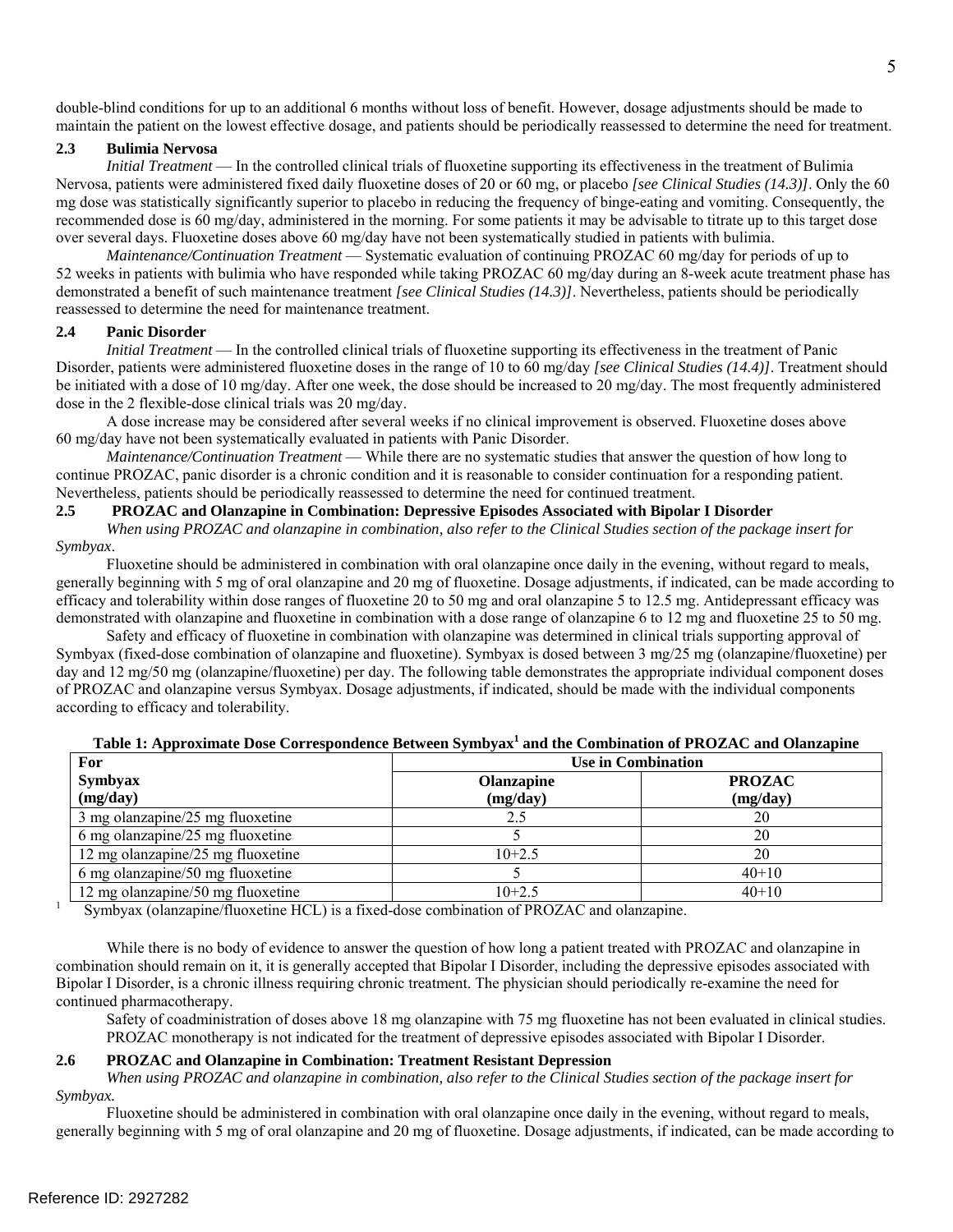double-blind conditions for up to an additional 6 months without loss of benefit. However, dosage adjustments should be made to maintain the patient on the lowest effective dosage, and patients should be periodically reassessed to determine the need for treatment.

### 2.3 Bulimia Nervosa

*Initial Treatment* — In the controlled clinical trials of fluoxetine supporting its effectiveness in the treatment of Bulimia Nervosa, patients were administered fixed daily fluoxetine doses of 20 or 60 mg, or placebo *[see Clinical Studies (14.3)]*. Only the 60 mg dose was statistically significantly superior to placebo in reducing the frequency of binge-eating and vomiting. Consequently, the recommended dose is 60 mg/day, administered in the morning. For some patients it may be advisable to titrate up to this target dose over several days. Fluoxetine doses above 60 mg/day have not been systematically studied in patients with bulimia.

*Maintenance/Continuation Treatment* — Systematic evaluation of continuing PROZAC 60 mg/day for periods of up to 52 weeks in patients with bulimia who have responded while taking PROZAC 60 mg/day during an 8-week acute treatment phase has demonstrated a benefit of such maintenance treatment *[see Clinical Studies (14.3)]*. Nevertheless, patients should be periodically reassessed to determine the need for maintenance treatment.

### 2.4 Panic Disorder

*Initial Treatment* — In the controlled clinical trials of fluoxetine supporting its effectiveness in the treatment of Panic Disorder, patients were administered fluoxetine doses in the range of 10 to 60 mg/day *[see Clinical Studies (14.4)]*. Treatment should be initiated with a dose of 10 mg/day. After one week, the dose should be increased to 20 mg/day. The most frequently administered dose in the 2 flexible-dose clinical trials was 20 mg/day.

A dose increase may be considered after several weeks if no clinical improvement is observed. Fluoxetine doses above 60 mg/day have not been systematically evaluated in patients with Panic Disorder.

*Maintenance/Continuation Treatment* — While there are no systematic studies that answer the question of how long to continue PROZAC, panic disorder is a chronic condition and it is reasonable to consider continuation for a responding patient. Nevertheless, patients should be periodically reassessed to determine the need for continued treatment.

### 2.5 PROZAC and Olanzapine in Combination: Depressive Episodes Associated with Bipolar I Disorder

*When using PROZAC and olanzapine in combination, also refer to the Clinical Studies section of the package insert for Symbyax*.

Fluoxetine should be administered in combination with oral olanzapine once daily in the evening, without regard to meals, generally beginning with 5 mg of oral olanzapine and 20 mg of fluoxetine. Dosage adjustments, if indicated, can be made according to efficacy and tolerability within dose ranges of fluoxetine 20 to 50 mg and oral olanzapine 5 to 12.5 mg. Antidepressant efficacy was demonstrated with olanzapine and fluoxetine in combination with a dose range of olanzapine 6 to 12 mg and fluoxetine 25 to 50 mg.

Safety and efficacy of fluoxetine in combination with olanzapine was determined in clinical trials supporting approval of Symbyax (fixed-dose combination of olanzapine and fluoxetine). Symbyax is dosed between 3 mg/25 mg (olanzapine/fluoxetine) per day and 12 mg/50 mg (olanzapine/fluoxetine) per day. The following table demonstrates the appropriate individual component doses of PROZAC and olanzapine versus Symbyax. Dosage adjustments, if indicated, should be made with the individual components according to efficacy and tolerability.

**Table 1: Approximate Dose Correspondence Between Symbyax[1] and the Combination of PROZAC and Olanzapine**

| For | Use in Combination | |
|---|---|---|
| **Symbyax (mg/day)** | **Olanzapine (mg/day)** | **PROZAC (mg/day)** |
| 3 mg olanzapine/25 mg fluoxetine | 2.5 | 20 |
| 6 mg olanzapine/25 mg fluoxetine | 5 | 20 |
| 12 mg olanzapine/25 mg fluoxetine | 10+2.5 | 20 |
| 6 mg olanzapine/50 mg fluoxetine | 5 | 40+10 |
| 12 mg olanzapine/50 mg fluoxetine | 10+2.5 | 40+10 |

[1] Symbyax (olanzapine/fluoxetine HCL) is a fixed-dose combination of PROZAC and olanzapine.

While there is no body of evidence to answer the question of how long a patient treated with PROZAC and olanzapine in combination should remain on it, it is generally accepted that Bipolar I Disorder, including the depressive episodes associated with Bipolar I Disorder, is a chronic illness requiring chronic treatment. The physician should periodically re-examine the need for continued pharmacotherapy.

Safety of coadministration of doses above 18 mg olanzapine with 75 mg fluoxetine has not been evaluated in clinical studies. PROZAC monotherapy is not indicated for the treatment of depressive episodes associated with Bipolar I Disorder.

### 2.6 PROZAC and Olanzapine in Combination: Treatment Resistant Depression

*When using PROZAC and olanzapine in combination, also refer to the Clinical Studies section of the package insert for Symbyax.*

Fluoxetine should be administered in combination with oral olanzapine once daily in the evening, without regard to meals, generally beginning with 5 mg of oral olanzapine and 20 mg of fluoxetine. Dosage adjustments, if indicated, can be made according to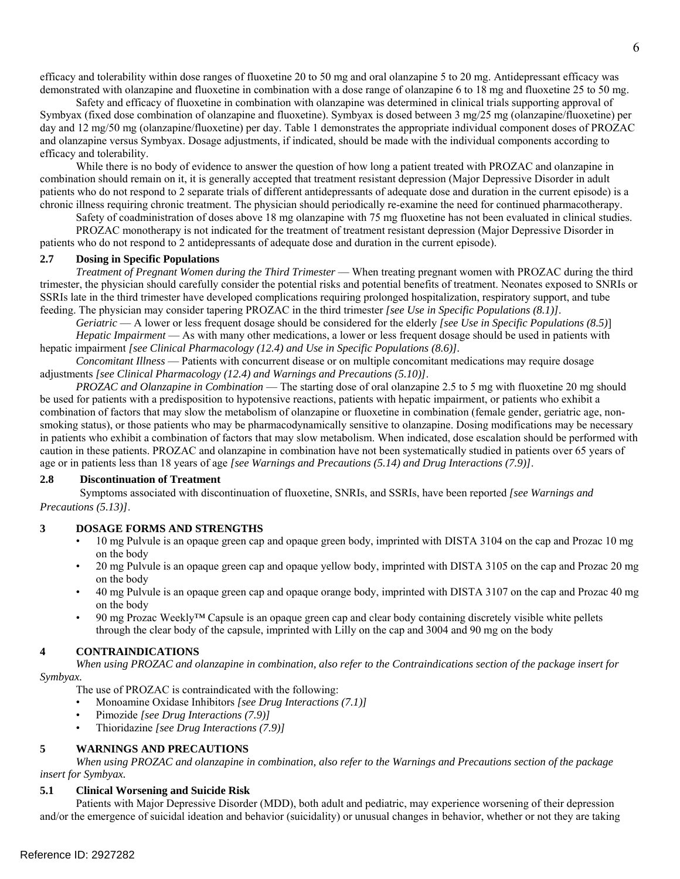efficacy and tolerability within dose ranges of fluoxetine 20 to 50 mg and oral olanzapine 5 to 20 mg. Antidepressant efficacy was demonstrated with olanzapine and fluoxetine in combination with a dose range of olanzapine 6 to 18 mg and fluoxetine 25 to 50 mg.

Safety and efficacy of fluoxetine in combination with olanzapine was determined in clinical trials supporting approval of Symbyax (fixed dose combination of olanzapine and fluoxetine). Symbyax is dosed between 3 mg/25 mg (olanzapine/fluoxetine) per day and 12 mg/50 mg (olanzapine/fluoxetine) per day. Table 1 demonstrates the appropriate individual component doses of PROZAC and olanzapine versus Symbyax. Dosage adjustments, if indicated, should be made with the individual components according to efficacy and tolerability.

While there is no body of evidence to answer the question of how long a patient treated with PROZAC and olanzapine in combination should remain on it, it is generally accepted that treatment resistant depression (Major Depressive Disorder in adult patients who do not respond to 2 separate trials of different antidepressants of adequate dose and duration in the current episode) is a chronic illness requiring chronic treatment. The physician should periodically re-examine the need for continued pharmacotherapy.

Safety of coadministration of doses above 18 mg olanzapine with 75 mg fluoxetine has not been evaluated in clinical studies.

PROZAC monotherapy is not indicated for the treatment of treatment resistant depression (Major Depressive Disorder in patients who do not respond to 2 antidepressants of adequate dose and duration in the current episode).

### 2.7 Dosing in Specific Populations

*Treatment of Pregnant Women during the Third Trimester* — When treating pregnant women with PROZAC during the third trimester, the physician should carefully consider the potential risks and potential benefits of treatment. Neonates exposed to SNRIs or SSRIs late in the third trimester have developed complications requiring prolonged hospitalization, respiratory support, and tube feeding. The physician may consider tapering PROZAC in the third trimester *[see Use in Specific Populations (8.1)]*.

*Geriatric* — A lower or less frequent dosage should be considered for the elderly *[see Use in Specific Populations (8.5)*]

*Hepatic Impairment* — As with many other medications, a lower or less frequent dosage should be used in patients with hepatic impairment *[see Clinical Pharmacology (12.4) and Use in Specific Populations (8.6)]*.

*Concomitant Illness* — Patients with concurrent disease or on multiple concomitant medications may require dosage adjustments *[see Clinical Pharmacology (12.4) and Warnings and Precautions (5.10)]*.

*PROZAC and Olanzapine in Combination* — The starting dose of oral olanzapine 2.5 to 5 mg with fluoxetine 20 mg should be used for patients with a predisposition to hypotensive reactions, patients with hepatic impairment, or patients who exhibit a combination of factors that may slow the metabolism of olanzapine or fluoxetine in combination (female gender, geriatric age, non-smoking status), or those patients who may be pharmacodynamically sensitive to olanzapine. Dosing modifications may be necessary in patients who exhibit a combination of factors that may slow metabolism. When indicated, dose escalation should be performed with caution in these patients. PROZAC and olanzapine in combination have not been systematically studied in patients over 65 years of age or in patients less than 18 years of age *[see Warnings and Precautions (5.14) and Drug Interactions (7.9)]*.

### 2.8 Discontinuation of Treatment

Symptoms associated with discontinuation of fluoxetine, SNRIs, and SSRIs, have been reported *[see Warnings and Precautions (5.13)]*.

## 3 DOSAGE FORMS AND STRENGTHS

- 10 mg Pulvule is an opaque green cap and opaque green body, imprinted with DISTA 3104 on the cap and Prozac 10 mg on the body
- 20 mg Pulvule is an opaque green cap and opaque yellow body, imprinted with DISTA 3105 on the cap and Prozac 20 mg on the body
- 40 mg Pulvule is an opaque green cap and opaque orange body, imprinted with DISTA 3107 on the cap and Prozac 40 mg on the body
- 90 mg Prozac Weekly™ Capsule is an opaque green cap and clear body containing discretely visible white pellets through the clear body of the capsule, imprinted with Lilly on the cap and 3004 and 90 mg on the body

## 4 CONTRAINDICATIONS

*When using PROZAC and olanzapine in combination, also refer to the Contraindications section of the package insert for Symbyax.*

The use of PROZAC is contraindicated with the following:

- Monoamine Oxidase Inhibitors *[see Drug Interactions (7.1)]*
- Pimozide *[see Drug Interactions (7.9)]*
- Thioridazine *[see Drug Interactions (7.9)]*

## 5 WARNINGS AND PRECAUTIONS

*When using PROZAC and olanzapine in combination, also refer to the Warnings and Precautions section of the package insert for Symbyax.*

### 5.1 Clinical Worsening and Suicide Risk

Patients with Major Depressive Disorder (MDD), both adult and pediatric, may experience worsening of their depression and/or the emergence of suicidal ideation and behavior (suicidality) or unusual changes in behavior, whether or not they are taking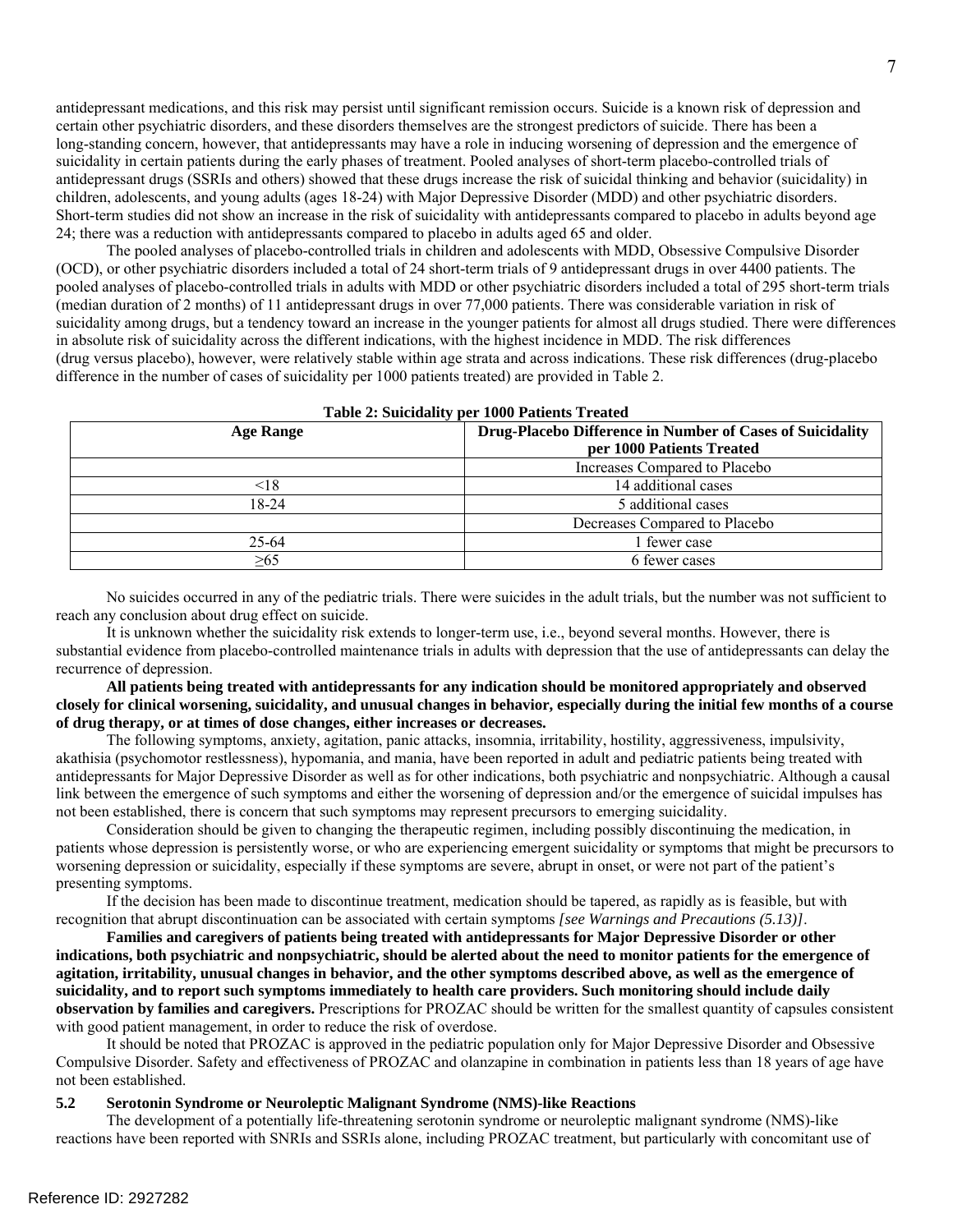antidepressant medications, and this risk may persist until significant remission occurs. Suicide is a known risk of depression and certain other psychiatric disorders, and these disorders themselves are the strongest predictors of suicide. There has been a long-standing concern, however, that antidepressants may have a role in inducing worsening of depression and the emergence of suicidality in certain patients during the early phases of treatment. Pooled analyses of short-term placebo-controlled trials of antidepressant drugs (SSRIs and others) showed that these drugs increase the risk of suicidal thinking and behavior (suicidality) in children, adolescents, and young adults (ages 18-24) with Major Depressive Disorder (MDD) and other psychiatric disorders. Short-term studies did not show an increase in the risk of suicidality with antidepressants compared to placebo in adults beyond age 24; there was a reduction with antidepressants compared to placebo in adults aged 65 and older.

The pooled analyses of placebo-controlled trials in children and adolescents with MDD, Obsessive Compulsive Disorder (OCD), or other psychiatric disorders included a total of 24 short-term trials of 9 antidepressant drugs in over 4400 patients. The pooled analyses of placebo-controlled trials in adults with MDD or other psychiatric disorders included a total of 295 short-term trials (median duration of 2 months) of 11 antidepressant drugs in over 77,000 patients. There was considerable variation in risk of suicidality among drugs, but a tendency toward an increase in the younger patients for almost all drugs studied. There were differences in absolute risk of suicidality across the different indications, with the highest incidence in MDD. The risk differences (drug versus placebo), however, were relatively stable within age strata and across indications. These risk differences (drug-placebo difference in the number of cases of suicidality per 1000 patients treated) are provided in Table 2.

**Table 2: Suicidality per 1000 Patients Treated**

| Age Range | Drug-Placebo Difference in Number of Cases of Suicidality per 1000 Patients Treated |
|---|---|
| | Increases Compared to Placebo |
| <18 | 14 additional cases |
| 18-24 | 5 additional cases |
| | Decreases Compared to Placebo |
| 25-64 | 1 fewer case |
| ≥65 | 6 fewer cases |

No suicides occurred in any of the pediatric trials. There were suicides in the adult trials, but the number was not sufficient to reach any conclusion about drug effect on suicide.

It is unknown whether the suicidality risk extends to longer-term use, i.e., beyond several months. However, there is substantial evidence from placebo-controlled maintenance trials in adults with depression that the use of antidepressants can delay the recurrence of depression.

**All patients being treated with antidepressants for any indication should be monitored appropriately and observed closely for clinical worsening, suicidality, and unusual changes in behavior, especially during the initial few months of a course of drug therapy, or at times of dose changes, either increases or decreases.**

The following symptoms, anxiety, agitation, panic attacks, insomnia, irritability, hostility, aggressiveness, impulsivity, akathisia (psychomotor restlessness), hypomania, and mania, have been reported in adult and pediatric patients being treated with antidepressants for Major Depressive Disorder as well as for other indications, both psychiatric and nonpsychiatric. Although a causal link between the emergence of such symptoms and either the worsening of depression and/or the emergence of suicidal impulses has not been established, there is concern that such symptoms may represent precursors to emerging suicidality.

Consideration should be given to changing the therapeutic regimen, including possibly discontinuing the medication, in patients whose depression is persistently worse, or who are experiencing emergent suicidality or symptoms that might be precursors to worsening depression or suicidality, especially if these symptoms are severe, abrupt in onset, or were not part of the patient's presenting symptoms.

If the decision has been made to discontinue treatment, medication should be tapered, as rapidly as is feasible, but with recognition that abrupt discontinuation can be associated with certain symptoms *[see Warnings and Precautions (5.13)]*.

**Families and caregivers of patients being treated with antidepressants for Major Depressive Disorder or other indications, both psychiatric and nonpsychiatric, should be alerted about the need to monitor patients for the emergence of agitation, irritability, unusual changes in behavior, and the other symptoms described above, as well as the emergence of suicidality, and to report such symptoms immediately to health care providers. Such monitoring should include daily observation by families and caregivers.** Prescriptions for PROZAC should be written for the smallest quantity of capsules consistent with good patient management, in order to reduce the risk of overdose.

It should be noted that PROZAC is approved in the pediatric population only for Major Depressive Disorder and Obsessive Compulsive Disorder. Safety and effectiveness of PROZAC and olanzapine in combination in patients less than 18 years of age have not been established.

### 5.2 Serotonin Syndrome or Neuroleptic Malignant Syndrome (NMS)-like Reactions

The development of a potentially life-threatening serotonin syndrome or neuroleptic malignant syndrome (NMS)-like reactions have been reported with SNRIs and SSRIs alone, including PROZAC treatment, but particularly with concomitant use of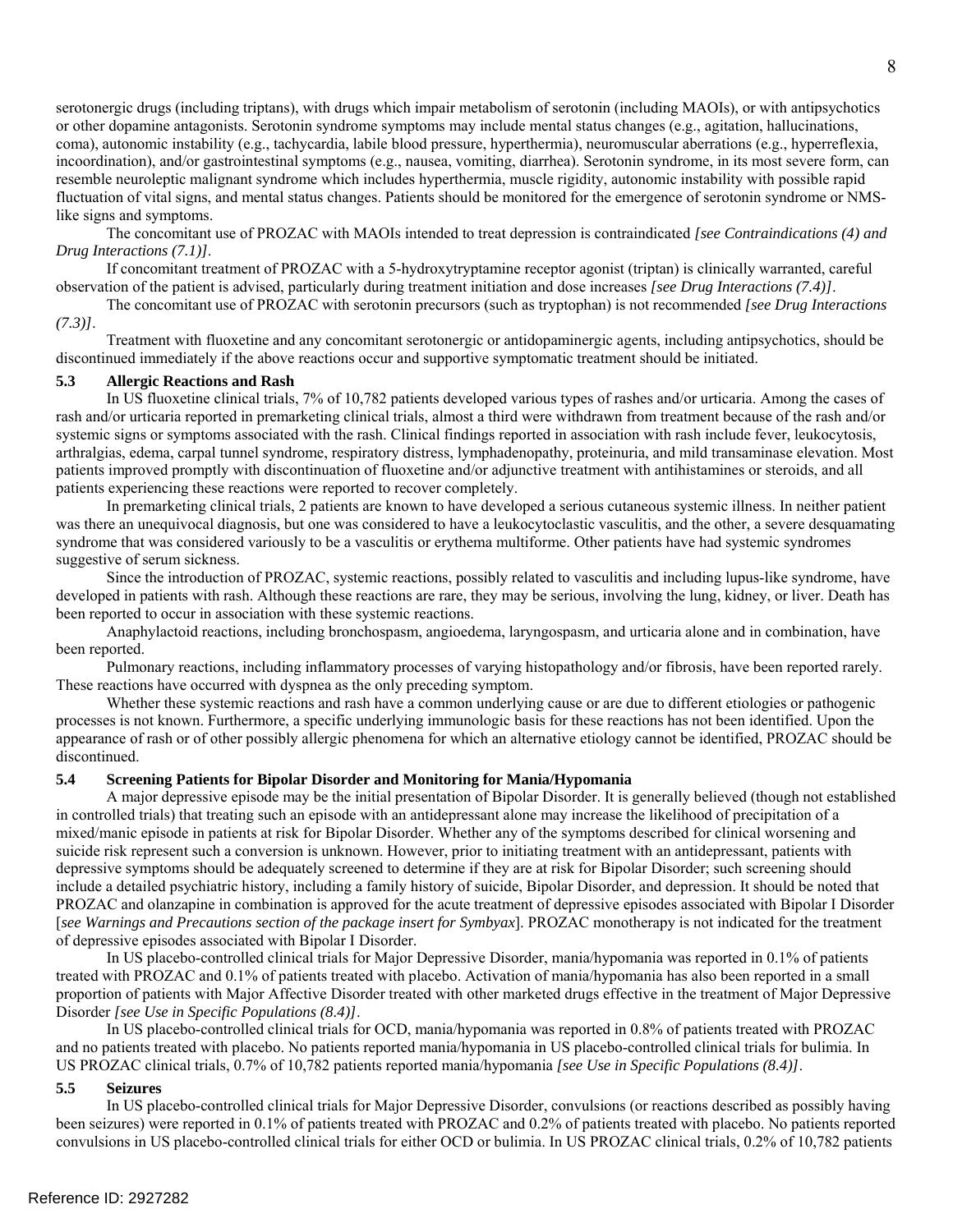serotonergic drugs (including triptans), with drugs which impair metabolism of serotonin (including MAOIs), or with antipsychotics or other dopamine antagonists. Serotonin syndrome symptoms may include mental status changes (e.g., agitation, hallucinations, coma), autonomic instability (e.g., tachycardia, labile blood pressure, hyperthermia), neuromuscular aberrations (e.g., hyperreflexia, incoordination), and/or gastrointestinal symptoms (e.g., nausea, vomiting, diarrhea). Serotonin syndrome, in its most severe form, can resemble neuroleptic malignant syndrome which includes hyperthermia, muscle rigidity, autonomic instability with possible rapid fluctuation of vital signs, and mental status changes. Patients should be monitored for the emergence of serotonin syndrome or NMS-like signs and symptoms.

The concomitant use of PROZAC with MAOIs intended to treat depression is contraindicated *[see Contraindications (4) and Drug Interactions (7.1)]*.

If concomitant treatment of PROZAC with a 5-hydroxytryptamine receptor agonist (triptan) is clinically warranted, careful observation of the patient is advised, particularly during treatment initiation and dose increases *[see Drug Interactions (7.4)]*.

The concomitant use of PROZAC with serotonin precursors (such as tryptophan) is not recommended *[see Drug Interactions (7.3)]*.

Treatment with fluoxetine and any concomitant serotonergic or antidopaminergic agents, including antipsychotics, should be discontinued immediately if the above reactions occur and supportive symptomatic treatment should be initiated.

### 5.3 Allergic Reactions and Rash

In US fluoxetine clinical trials, 7% of 10,782 patients developed various types of rashes and/or urticaria. Among the cases of rash and/or urticaria reported in premarketing clinical trials, almost a third were withdrawn from treatment because of the rash and/or systemic signs or symptoms associated with the rash. Clinical findings reported in association with rash include fever, leukocytosis, arthralgias, edema, carpal tunnel syndrome, respiratory distress, lymphadenopathy, proteinuria, and mild transaminase elevation. Most patients improved promptly with discontinuation of fluoxetine and/or adjunctive treatment with antihistamines or steroids, and all patients experiencing these reactions were reported to recover completely.

In premarketing clinical trials, 2 patients are known to have developed a serious cutaneous systemic illness. In neither patient was there an unequivocal diagnosis, but one was considered to have a leukocytoclastic vasculitis, and the other, a severe desquamating syndrome that was considered variously to be a vasculitis or erythema multiforme. Other patients have had systemic syndromes suggestive of serum sickness.

Since the introduction of PROZAC, systemic reactions, possibly related to vasculitis and including lupus-like syndrome, have developed in patients with rash. Although these reactions are rare, they may be serious, involving the lung, kidney, or liver. Death has been reported to occur in association with these systemic reactions.

Anaphylactoid reactions, including bronchospasm, angioedema, laryngospasm, and urticaria alone and in combination, have been reported.

Pulmonary reactions, including inflammatory processes of varying histopathology and/or fibrosis, have been reported rarely. These reactions have occurred with dyspnea as the only preceding symptom.

Whether these systemic reactions and rash have a common underlying cause or are due to different etiologies or pathogenic processes is not known. Furthermore, a specific underlying immunologic basis for these reactions has not been identified. Upon the appearance of rash or of other possibly allergic phenomena for which an alternative etiology cannot be identified, PROZAC should be discontinued.

### 5.4 Screening Patients for Bipolar Disorder and Monitoring for Mania/Hypomania

A major depressive episode may be the initial presentation of Bipolar Disorder. It is generally believed (though not established in controlled trials) that treating such an episode with an antidepressant alone may increase the likelihood of precipitation of a mixed/manic episode in patients at risk for Bipolar Disorder. Whether any of the symptoms described for clinical worsening and suicide risk represent such a conversion is unknown. However, prior to initiating treatment with an antidepressant, patients with depressive symptoms should be adequately screened to determine if they are at risk for Bipolar Disorder; such screening should include a detailed psychiatric history, including a family history of suicide, Bipolar Disorder, and depression. It should be noted that PROZAC and olanzapine in combination is approved for the acute treatment of depressive episodes associated with Bipolar I Disorder [*see Warnings and Precautions section of the package insert for Symbyax*]. PROZAC monotherapy is not indicated for the treatment of depressive episodes associated with Bipolar I Disorder.

In US placebo-controlled clinical trials for Major Depressive Disorder, mania/hypomania was reported in 0.1% of patients treated with PROZAC and 0.1% of patients treated with placebo. Activation of mania/hypomania has also been reported in a small proportion of patients with Major Affective Disorder treated with other marketed drugs effective in the treatment of Major Depressive Disorder *[see Use in Specific Populations (8.4)]*.

In US placebo-controlled clinical trials for OCD, mania/hypomania was reported in 0.8% of patients treated with PROZAC and no patients treated with placebo. No patients reported mania/hypomania in US placebo-controlled clinical trials for bulimia. In US PROZAC clinical trials, 0.7% of 10,782 patients reported mania/hypomania *[see Use in Specific Populations (8.4)]*.

### 5.5 Seizures

In US placebo-controlled clinical trials for Major Depressive Disorder, convulsions (or reactions described as possibly having been seizures) were reported in 0.1% of patients treated with PROZAC and 0.2% of patients treated with placebo. No patients reported convulsions in US placebo-controlled clinical trials for either OCD or bulimia. In US PROZAC clinical trials, 0.2% of 10,782 patients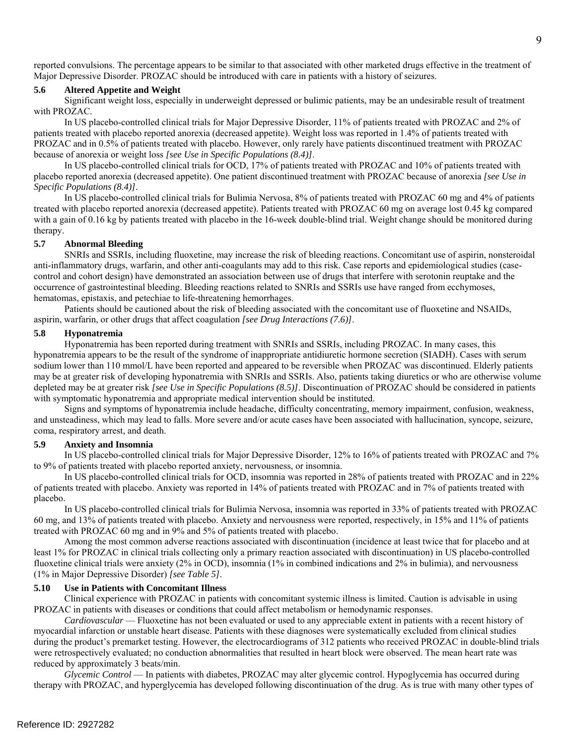reported convulsions. The percentage appears to be similar to that associated with other marketed drugs effective in the treatment of Major Depressive Disorder. PROZAC should be introduced with care in patients with a history of seizures.

### 5.6 Altered Appetite and Weight

Significant weight loss, especially in underweight depressed or bulimic patients, may be an undesirable result of treatment with PROZAC.

In US placebo-controlled clinical trials for Major Depressive Disorder, 11% of patients treated with PROZAC and 2% of patients treated with placebo reported anorexia (decreased appetite). Weight loss was reported in 1.4% of patients treated with PROZAC and in 0.5% of patients treated with placebo. However, only rarely have patients discontinued treatment with PROZAC because of anorexia or weight loss *[see Use in Specific Populations (8.4)]*.

In US placebo-controlled clinical trials for OCD, 17% of patients treated with PROZAC and 10% of patients treated with placebo reported anorexia (decreased appetite). One patient discontinued treatment with PROZAC because of anorexia *[see Use in Specific Populations (8.4)]*.

In US placebo-controlled clinical trials for Bulimia Nervosa, 8% of patients treated with PROZAC 60 mg and 4% of patients treated with placebo reported anorexia (decreased appetite). Patients treated with PROZAC 60 mg on average lost 0.45 kg compared with a gain of 0.16 kg by patients treated with placebo in the 16-week double-blind trial. Weight change should be monitored during therapy.

### 5.7 Abnormal Bleeding

SNRIs and SSRIs, including fluoxetine, may increase the risk of bleeding reactions. Concomitant use of aspirin, nonsteroidal anti-inflammatory drugs, warfarin, and other anti-coagulants may add to this risk. Case reports and epidemiological studies (case-control and cohort design) have demonstrated an association between use of drugs that interfere with serotonin reuptake and the occurrence of gastrointestinal bleeding. Bleeding reactions related to SNRIs and SSRIs use have ranged from ecchymoses, hematomas, epistaxis, and petechiae to life-threatening hemorrhages.

Patients should be cautioned about the risk of bleeding associated with the concomitant use of fluoxetine and NSAIDs, aspirin, warfarin, or other drugs that affect coagulation *[see Drug Interactions (7.6)]*.

### 5.8 Hyponatremia

Hyponatremia has been reported during treatment with SNRIs and SSRIs, including PROZAC. In many cases, this hyponatremia appears to be the result of the syndrome of inappropriate antidiuretic hormone secretion (SIADH). Cases with serum sodium lower than 110 mmol/L have been reported and appeared to be reversible when PROZAC was discontinued. Elderly patients may be at greater risk of developing hyponatremia with SNRIs and SSRIs. Also, patients taking diuretics or who are otherwise volume depleted may be at greater risk *[see Use in Specific Populations (8.5)]*. Discontinuation of PROZAC should be considered in patients with symptomatic hyponatremia and appropriate medical intervention should be instituted.

Signs and symptoms of hyponatremia include headache, difficulty concentrating, memory impairment, confusion, weakness, and unsteadiness, which may lead to falls. More severe and/or acute cases have been associated with hallucination, syncope, seizure, coma, respiratory arrest, and death.

### 5.9 Anxiety and Insomnia

In US placebo-controlled clinical trials for Major Depressive Disorder, 12% to 16% of patients treated with PROZAC and 7% to 9% of patients treated with placebo reported anxiety, nervousness, or insomnia.

In US placebo-controlled clinical trials for OCD, insomnia was reported in 28% of patients treated with PROZAC and in 22% of patients treated with placebo. Anxiety was reported in 14% of patients treated with PROZAC and in 7% of patients treated with placebo.

In US placebo-controlled clinical trials for Bulimia Nervosa, insomnia was reported in 33% of patients treated with PROZAC 60 mg, and 13% of patients treated with placebo. Anxiety and nervousness were reported, respectively, in 15% and 11% of patients treated with PROZAC 60 mg and in 9% and 5% of patients treated with placebo.

Among the most common adverse reactions associated with discontinuation (incidence at least twice that for placebo and at least 1% for PROZAC in clinical trials collecting only a primary reaction associated with discontinuation) in US placebo-controlled fluoxetine clinical trials were anxiety (2% in OCD), insomnia (1% in combined indications and 2% in bulimia), and nervousness (1% in Major Depressive Disorder) *[see Table 5]*.

### 5.10 Use in Patients with Concomitant Illness

Clinical experience with PROZAC in patients with concomitant systemic illness is limited. Caution is advisable in using PROZAC in patients with diseases or conditions that could affect metabolism or hemodynamic responses.

*Cardiovascular* — Fluoxetine has not been evaluated or used to any appreciable extent in patients with a recent history of myocardial infarction or unstable heart disease. Patients with these diagnoses were systematically excluded from clinical studies during the product's premarket testing. However, the electrocardiograms of 312 patients who received PROZAC in double-blind trials were retrospectively evaluated; no conduction abnormalities that resulted in heart block were observed. The mean heart rate was reduced by approximately 3 beats/min.

*Glycemic Control* — In patients with diabetes, PROZAC may alter glycemic control. Hypoglycemia has occurred during therapy with PROZAC, and hyperglycemia has developed following discontinuation of the drug. As is true with many other types of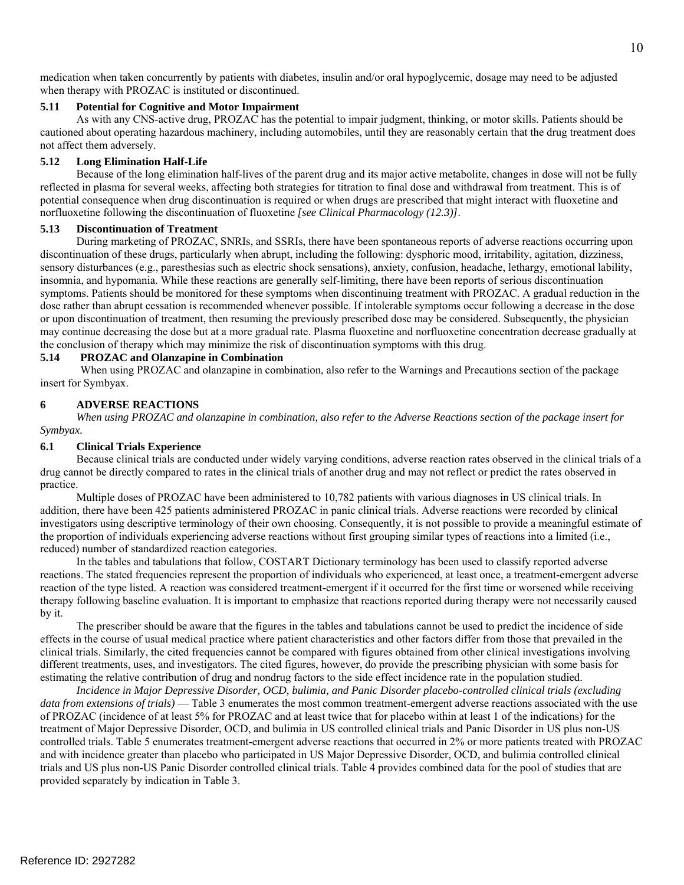medication when taken concurrently by patients with diabetes, insulin and/or oral hypoglycemic, dosage may need to be adjusted when therapy with PROZAC is instituted or discontinued.

### 5.11 Potential for Cognitive and Motor Impairment

As with any CNS-active drug, PROZAC has the potential to impair judgment, thinking, or motor skills. Patients should be cautioned about operating hazardous machinery, including automobiles, until they are reasonably certain that the drug treatment does not affect them adversely.

### 5.12 Long Elimination Half-Life

Because of the long elimination half-lives of the parent drug and its major active metabolite, changes in dose will not be fully reflected in plasma for several weeks, affecting both strategies for titration to final dose and withdrawal from treatment. This is of potential consequence when drug discontinuation is required or when drugs are prescribed that might interact with fluoxetine and norfluoxetine following the discontinuation of fluoxetine *[see Clinical Pharmacology (12.3)]*.

### 5.13 Discontinuation of Treatment

During marketing of PROZAC, SNRIs, and SSRIs, there have been spontaneous reports of adverse reactions occurring upon discontinuation of these drugs, particularly when abrupt, including the following: dysphoric mood, irritability, agitation, dizziness, sensory disturbances (e.g., paresthesias such as electric shock sensations), anxiety, confusion, headache, lethargy, emotional lability, insomnia, and hypomania. While these reactions are generally self-limiting, there have been reports of serious discontinuation symptoms. Patients should be monitored for these symptoms when discontinuing treatment with PROZAC. A gradual reduction in the dose rather than abrupt cessation is recommended whenever possible. If intolerable symptoms occur following a decrease in the dose or upon discontinuation of treatment, then resuming the previously prescribed dose may be considered. Subsequently, the physician may continue decreasing the dose but at a more gradual rate. Plasma fluoxetine and norfluoxetine concentration decrease gradually at the conclusion of therapy which may minimize the risk of discontinuation symptoms with this drug.

### 5.14 PROZAC and Olanzapine in Combination

When using PROZAC and olanzapine in combination, also refer to the Warnings and Precautions section of the package insert for Symbyax.

## 6 ADVERSE REACTIONS

*When using PROZAC and olanzapine in combination, also refer to the Adverse Reactions section of the package insert for Symbyax.*

### 6.1 Clinical Trials Experience

Because clinical trials are conducted under widely varying conditions, adverse reaction rates observed in the clinical trials of a drug cannot be directly compared to rates in the clinical trials of another drug and may not reflect or predict the rates observed in practice.

Multiple doses of PROZAC have been administered to 10,782 patients with various diagnoses in US clinical trials. In addition, there have been 425 patients administered PROZAC in panic clinical trials. Adverse reactions were recorded by clinical investigators using descriptive terminology of their own choosing. Consequently, it is not possible to provide a meaningful estimate of the proportion of individuals experiencing adverse reactions without first grouping similar types of reactions into a limited (i.e., reduced) number of standardized reaction categories.

In the tables and tabulations that follow, COSTART Dictionary terminology has been used to classify reported adverse reactions. The stated frequencies represent the proportion of individuals who experienced, at least once, a treatment-emergent adverse reaction of the type listed. A reaction was considered treatment-emergent if it occurred for the first time or worsened while receiving therapy following baseline evaluation. It is important to emphasize that reactions reported during therapy were not necessarily caused by it.

The prescriber should be aware that the figures in the tables and tabulations cannot be used to predict the incidence of side effects in the course of usual medical practice where patient characteristics and other factors differ from those that prevailed in the clinical trials. Similarly, the cited frequencies cannot be compared with figures obtained from other clinical investigations involving different treatments, uses, and investigators. The cited figures, however, do provide the prescribing physician with some basis for estimating the relative contribution of drug and nondrug factors to the side effect incidence rate in the population studied.

*Incidence in Major Depressive Disorder, OCD, bulimia, and Panic Disorder placebo-controlled clinical trials (excluding data from extensions of trials)* — Table 3 enumerates the most common treatment-emergent adverse reactions associated with the use of PROZAC (incidence of at least 5% for PROZAC and at least twice that for placebo within at least 1 of the indications) for the treatment of Major Depressive Disorder, OCD, and bulimia in US controlled clinical trials and Panic Disorder in US plus non-US controlled trials. Table 5 enumerates treatment-emergent adverse reactions that occurred in 2% or more patients treated with PROZAC and with incidence greater than placebo who participated in US Major Depressive Disorder, OCD, and bulimia controlled clinical trials and US plus non-US Panic Disorder controlled clinical trials. Table 4 provides combined data for the pool of studies that are provided separately by indication in Table 3.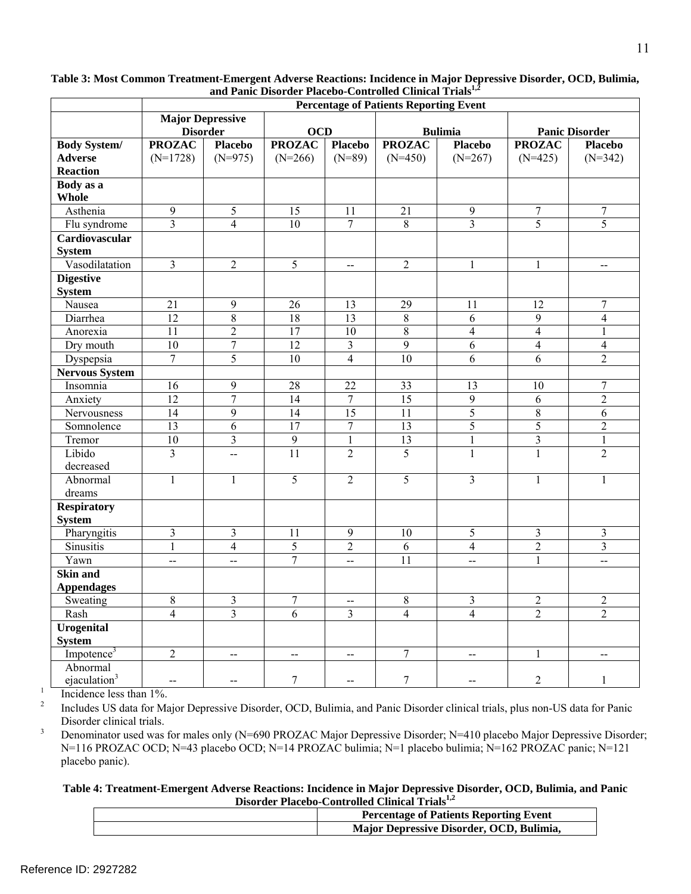**Table 3: Most Common Treatment-Emergent Adverse Reactions: Incidence in Major Depressive Disorder, OCD, Bulimia, and Panic Disorder Placebo-Controlled Clinical Trials[1,2]**

| | Percentage of Patients Reporting Event | | | | | | | |
|---|---|---|---|---|---|---|---|---|
| | Major Depressive Disorder | | OCD | | Bulimia | | Panic Disorder | |
| **Body System/ Adverse Reaction** | **PROZAC** (N=1728) | **Placebo** (N=975) | **PROZAC** (N=266) | **Placebo** (N=89) | **PROZAC** (N=450) | **Placebo** (N=267) | **PROZAC** (N=425) | **Placebo** (N=342) |
| **Body as a Whole** | | | | | | | | |
| Asthenia | 9 | 5 | 15 | 11 | 21 | 9 | 7 | 7 |
| Flu syndrome | 3 | 4 | 10 | 7 | 8 | 3 | 5 | 5 |
| **Cardiovascular System** | | | | | | | | |
| Vasodilatation | 3 | 2 | 5 | -- | 2 | 1 | 1 | -- |
| **Digestive System** | | | | | | | | |
| Nausea | 21 | 9 | 26 | 13 | 29 | 11 | 12 | 7 |
| Diarrhea | 12 | 8 | 18 | 13 | 8 | 6 | 9 | 4 |
| Anorexia | 11 | 2 | 17 | 10 | 8 | 4 | 4 | 1 |
| Dry mouth | 10 | 7 | 12 | 3 | 9 | 6 | 4 | 4 |
| Dyspepsia | 7 | 5 | 10 | 4 | 10 | 6 | 6 | 2 |
| **Nervous System** | | | | | | | | |
| Insomnia | 16 | 9 | 28 | 22 | 33 | 13 | 10 | 7 |
| Anxiety | 12 | 7 | 14 | 7 | 15 | 9 | 6 | 2 |
| Nervousness | 14 | 9 | 14 | 15 | 11 | 5 | 8 | 6 |
| Somnolence | 13 | 6 | 17 | 7 | 13 | 5 | 5 | 2 |
| Tremor | 10 | 3 | 9 | 1 | 13 | 1 | 3 | 1 |
| Libido decreased | 3 | -- | 11 | 2 | 5 | 1 | 1 | 2 |
| Abnormal dreams | 1 | 1 | 5 | 2 | 5 | 3 | 1 | 1 |
| **Respiratory System** | | | | | | | | |
| Pharyngitis | 3 | 3 | 11 | 9 | 10 | 5 | 3 | 3 |
| Sinusitis | 1 | 4 | 5 | 2 | 6 | 4 | 2 | 3 |
| Yawn | -- | -- | 7 | -- | 11 | -- | 1 | -- |
| **Skin and Appendages** | | | | | | | | |
| Sweating | 8 | 3 | 7 | -- | 8 | 3 | 2 | 2 |
| Rash | 4 | 3 | 6 | 3 | 4 | 4 | 2 | 2 |
| **Urogenital System** | | | | | | | | |
| Impotence[3] | 2 | -- | -- | -- | 7 | -- | 1 | -- |
| Abnormal ejaculation[3] | -- | -- | 7 | -- | 7 | -- | 2 | 1 |

1 Incidence less than 1%.

2 Includes US data for Major Depressive Disorder, OCD, Bulimia, and Panic Disorder clinical trials, plus non-US data for Panic Disorder clinical trials.

3 Denominator used was for males only (N=690 PROZAC Major Depressive Disorder; N=410 placebo Major Depressive Disorder; N=116 PROZAC OCD; N=43 placebo OCD; N=14 PROZAC bulimia; N=1 placebo bulimia; N=162 PROZAC panic; N=121 placebo panic).

**Table 4: Treatment-Emergent Adverse Reactions: Incidence in Major Depressive Disorder, OCD, Bulimia, and Panic Disorder Placebo-Controlled Clinical Trials[1,2]**

| | Percentage of Patients Reporting Event |
|---|---|
| | Major Depressive Disorder, OCD, Bulimia, |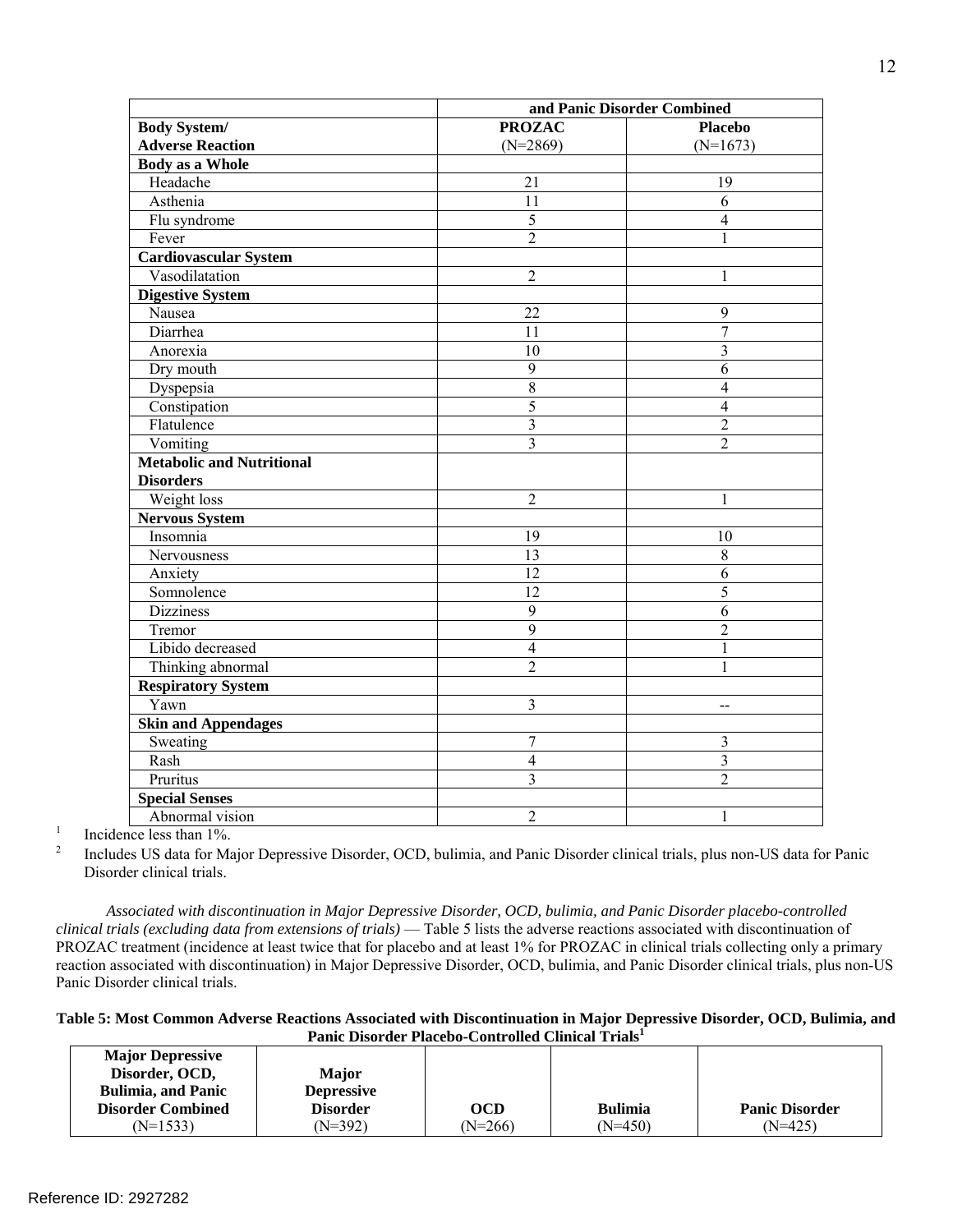| Body System/ Adverse Reaction | and Panic Disorder Combined | |
|---|---|---|
| | PROZAC (N=2869) | Placebo (N=1673) |
| **Body as a Whole** | | |
| Headache | 21 | 19 |
| Asthenia | 11 | 6 |
| Flu syndrome | 5 | 4 |
| Fever | 2 | 1 |
| **Cardiovascular System** | | |
| Vasodilatation | 2 | 1 |
| **Digestive System** | | |
| Nausea | 22 | 9 |
| Diarrhea | 11 | 7 |
| Anorexia | 10 | 3 |
| Dry mouth | 9 | 6 |
| Dyspepsia | 8 | 4 |
| Constipation | 5 | 4 |
| Flatulence | 3 | 2 |
| Vomiting | 3 | 2 |
| **Metabolic and Nutritional Disorders** | | |
| Weight loss | 2 | 1 |
| **Nervous System** | | |
| Insomnia | 19 | 10 |
| Nervousness | 13 | 8 |
| Anxiety | 12 | 6 |
| Somnolence | 12 | 5 |
| Dizziness | 9 | 6 |
| Tremor | 9 | 2 |
| Libido decreased | 4 | 1 |
| Thinking abnormal | 2 | 1 |
| **Respiratory System** | | |
| Yawn | 3 | -- |
| **Skin and Appendages** | | |
| Sweating | 7 | 3 |
| Rash | 4 | 3 |
| Pruritus | 3 | 2 |
| **Special Senses** | | |
| Abnormal vision | 2 | 1 |

[1] Incidence less than 1%.

[2] Includes US data for Major Depressive Disorder, OCD, bulimia, and Panic Disorder clinical trials, plus non-US data for Panic Disorder clinical trials.

*Associated with discontinuation in Major Depressive Disorder, OCD, bulimia, and Panic Disorder placebo-controlled clinical trials (excluding data from extensions of trials)* — Table 5 lists the adverse reactions associated with discontinuation of PROZAC treatment (incidence at least twice that for placebo and at least 1% for PROZAC in clinical trials collecting only a primary reaction associated with discontinuation) in Major Depressive Disorder, OCD, bulimia, and Panic Disorder clinical trials, plus non-US Panic Disorder clinical trials.

**Table 5: Most Common Adverse Reactions Associated with Discontinuation in Major Depressive Disorder, OCD, Bulimia, and Panic Disorder Placebo-Controlled Clinical Trials[1]**

| Major Depressive Disorder, OCD, Bulimia, and Panic Disorder Combined (N=1533) | Major Depressive Disorder (N=392) | OCD (N=266) | Bulimia (N=450) | Panic Disorder (N=425) |
|---|---|---|---|---|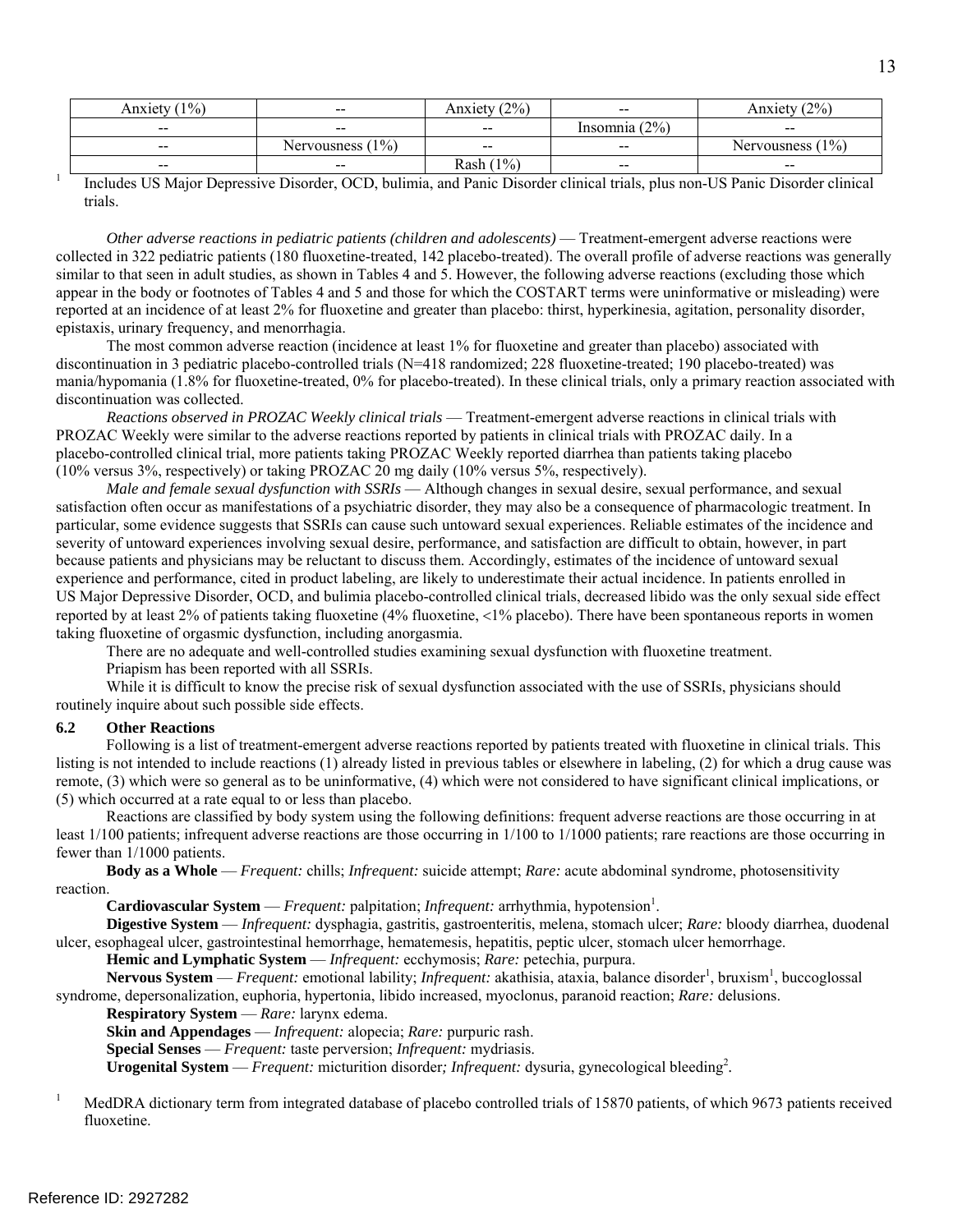| Anxiety (1%) | -- | Anxiety (2%) | -- | Anxiety (2%) |
|---|---|---|---|---|
| -- | -- | -- | Insomnia (2%) | -- |
| -- | Nervousness (1%) | -- | -- | Nervousness (1%) |
| -- | -- | Rash (1%) | -- | -- |

[1] Includes US Major Depressive Disorder, OCD, bulimia, and Panic Disorder clinical trials, plus non-US Panic Disorder clinical trials.

*Other adverse reactions in pediatric patients (children and adolescents)* — Treatment-emergent adverse reactions were collected in 322 pediatric patients (180 fluoxetine-treated, 142 placebo-treated). The overall profile of adverse reactions was generally similar to that seen in adult studies, as shown in Tables 4 and 5. However, the following adverse reactions (excluding those which appear in the body or footnotes of Tables 4 and 5 and those for which the COSTART terms were uninformative or misleading) were reported at an incidence of at least 2% for fluoxetine and greater than placebo: thirst, hyperkinesia, agitation, personality disorder, epistaxis, urinary frequency, and menorrhagia.

The most common adverse reaction (incidence at least 1% for fluoxetine and greater than placebo) associated with discontinuation in 3 pediatric placebo-controlled trials (N=418 randomized; 228 fluoxetine-treated; 190 placebo-treated) was mania/hypomania (1.8% for fluoxetine-treated, 0% for placebo-treated). In these clinical trials, only a primary reaction associated with discontinuation was collected.

*Reactions observed in PROZAC Weekly clinical trials* — Treatment-emergent adverse reactions in clinical trials with PROZAC Weekly were similar to the adverse reactions reported by patients in clinical trials with PROZAC daily. In a placebo-controlled clinical trial, more patients taking PROZAC Weekly reported diarrhea than patients taking placebo (10% versus 3%, respectively) or taking PROZAC 20 mg daily (10% versus 5%, respectively).

*Male and female sexual dysfunction with SSRIs* — Although changes in sexual desire, sexual performance, and sexual satisfaction often occur as manifestations of a psychiatric disorder, they may also be a consequence of pharmacologic treatment. In particular, some evidence suggests that SSRIs can cause such untoward sexual experiences. Reliable estimates of the incidence and severity of untoward experiences involving sexual desire, performance, and satisfaction are difficult to obtain, however, in part because patients and physicians may be reluctant to discuss them. Accordingly, estimates of the incidence of untoward sexual experience and performance, cited in product labeling, are likely to underestimate their actual incidence. In patients enrolled in US Major Depressive Disorder, OCD, and bulimia placebo-controlled clinical trials, decreased libido was the only sexual side effect reported by at least 2% of patients taking fluoxetine (4% fluoxetine, <1% placebo). There have been spontaneous reports in women taking fluoxetine of orgasmic dysfunction, including anorgasmia.

There are no adequate and well-controlled studies examining sexual dysfunction with fluoxetine treatment.

Priapism has been reported with all SSRIs.

While it is difficult to know the precise risk of sexual dysfunction associated with the use of SSRIs, physicians should routinely inquire about such possible side effects.

### 6.2 Other Reactions

Following is a list of treatment-emergent adverse reactions reported by patients treated with fluoxetine in clinical trials. This listing is not intended to include reactions (1) already listed in previous tables or elsewhere in labeling, (2) for which a drug cause was remote, (3) which were so general as to be uninformative, (4) which were not considered to have significant clinical implications, or (5) which occurred at a rate equal to or less than placebo.

Reactions are classified by body system using the following definitions: frequent adverse reactions are those occurring in at least 1/100 patients; infrequent adverse reactions are those occurring in 1/100 to 1/1000 patients; rare reactions are those occurring in fewer than 1/1000 patients.

**Body as a Whole** — *Frequent:* chills; *Infrequent:* suicide attempt; *Rare:* acute abdominal syndrome, photosensitivity reaction.

**Cardiovascular System** — *Frequent:* palpitation; *Infrequent:* arrhythmia, hypotension[1].

**Digestive System** — *Infrequent:* dysphagia, gastritis, gastroenteritis, melena, stomach ulcer; *Rare:* bloody diarrhea, duodenal ulcer, esophageal ulcer, gastrointestinal hemorrhage, hematemesis, hepatitis, peptic ulcer, stomach ulcer hemorrhage.

**Hemic and Lymphatic System** — *Infrequent:* ecchymosis; *Rare:* petechia, purpura.

**Nervous System** — *Frequent:* emotional lability; *Infrequent:* akathisia, ataxia, balance disorder[1], bruxism[1], buccoglossal syndrome, depersonalization, euphoria, hypertonia, libido increased, myoclonus, paranoid reaction; *Rare:* delusions.

**Respiratory System** — *Rare:* larynx edema.

**Skin and Appendages** — *Infrequent:* alopecia; *Rare:* purpuric rash.

**Special Senses** — *Frequent:* taste perversion; *Infrequent:* mydriasis.

**Urogenital System** — *Frequent:* micturition disorder*; Infrequent:* dysuria, gynecological bleeding[2].

[1] MedDRA dictionary term from integrated database of placebo controlled trials of 15870 patients, of which 9673 patients received fluoxetine.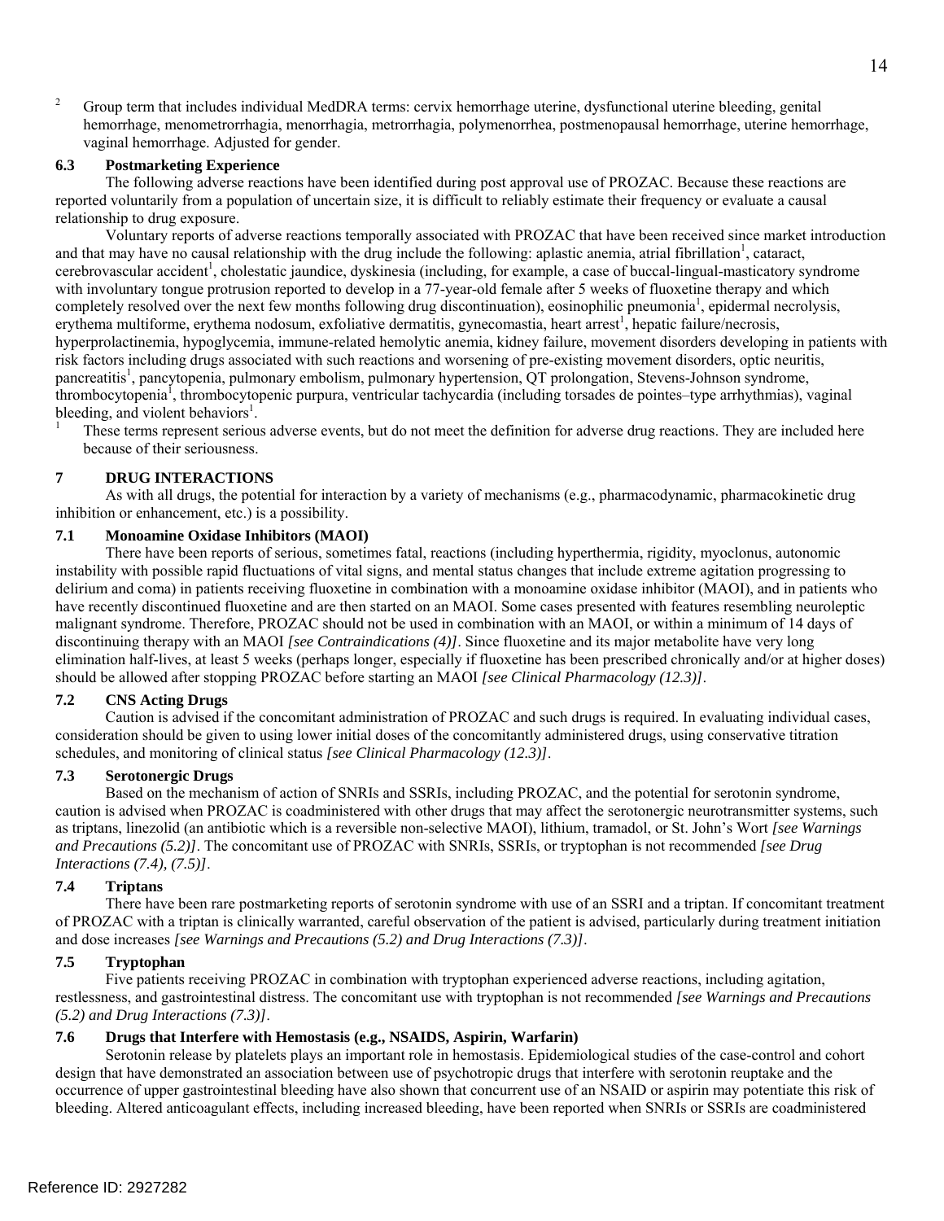[2] Group term that includes individual MedDRA terms: cervix hemorrhage uterine, dysfunctional uterine bleeding, genital hemorrhage, menometrorrhagia, menorrhagia, metrorrhagia, polymenorrhea, postmenopausal hemorrhage, uterine hemorrhage, vaginal hemorrhage. Adjusted for gender.

### 6.3 Postmarketing Experience

The following adverse reactions have been identified during post approval use of PROZAC. Because these reactions are reported voluntarily from a population of uncertain size, it is difficult to reliably estimate their frequency or evaluate a causal relationship to drug exposure.

Voluntary reports of adverse reactions temporally associated with PROZAC that have been received since market introduction and that may have no causal relationship with the drug include the following: aplastic anemia, atrial fibrillation[1], cataract, cerebrovascular accident[1], cholestatic jaundice, dyskinesia (including, for example, a case of buccal-lingual-masticatory syndrome with involuntary tongue protrusion reported to develop in a 77-year-old female after 5 weeks of fluoxetine therapy and which completely resolved over the next few months following drug discontinuation), eosinophilic pneumonia[1], epidermal necrolysis, erythema multiforme, erythema nodosum, exfoliative dermatitis, gynecomastia, heart arrest[1], hepatic failure/necrosis, hyperprolactinemia, hypoglycemia, immune-related hemolytic anemia, kidney failure, movement disorders developing in patients with risk factors including drugs associated with such reactions and worsening of pre-existing movement disorders, optic neuritis, pancreatitis[1], pancytopenia, pulmonary embolism, pulmonary hypertension, QT prolongation, Stevens-Johnson syndrome, thrombocytopenia[1], thrombocytopenic purpura, ventricular tachycardia (including torsades de pointes–type arrhythmias), vaginal bleeding, and violent behaviors[1].

[1] These terms represent serious adverse events, but do not meet the definition for adverse drug reactions. They are included here because of their seriousness.

## 7 DRUG INTERACTIONS

As with all drugs, the potential for interaction by a variety of mechanisms (e.g., pharmacodynamic, pharmacokinetic drug inhibition or enhancement, etc.) is a possibility.

### 7.1 Monoamine Oxidase Inhibitors (MAOI)

There have been reports of serious, sometimes fatal, reactions (including hyperthermia, rigidity, myoclonus, autonomic instability with possible rapid fluctuations of vital signs, and mental status changes that include extreme agitation progressing to delirium and coma) in patients receiving fluoxetine in combination with a monoamine oxidase inhibitor (MAOI), and in patients who have recently discontinued fluoxetine and are then started on an MAOI. Some cases presented with features resembling neuroleptic malignant syndrome. Therefore, PROZAC should not be used in combination with an MAOI, or within a minimum of 14 days of discontinuing therapy with an MAOI *[see Contraindications (4)]*. Since fluoxetine and its major metabolite have very long elimination half-lives, at least 5 weeks (perhaps longer, especially if fluoxetine has been prescribed chronically and/or at higher doses) should be allowed after stopping PROZAC before starting an MAOI *[see Clinical Pharmacology (12.3)]*.

### 7.2 CNS Acting Drugs

Caution is advised if the concomitant administration of PROZAC and such drugs is required. In evaluating individual cases, consideration should be given to using lower initial doses of the concomitantly administered drugs, using conservative titration schedules, and monitoring of clinical status *[see Clinical Pharmacology (12.3)]*.

### 7.3 Serotonergic Drugs

Based on the mechanism of action of SNRIs and SSRIs, including PROZAC, and the potential for serotonin syndrome, caution is advised when PROZAC is coadministered with other drugs that may affect the serotonergic neurotransmitter systems, such as triptans, linezolid (an antibiotic which is a reversible non-selective MAOI), lithium, tramadol, or St. John's Wort *[see Warnings and Precautions (5.2)]*. The concomitant use of PROZAC with SNRIs, SSRIs, or tryptophan is not recommended *[see Drug Interactions (7.4), (7.5)]*.

### 7.4 Triptans

There have been rare postmarketing reports of serotonin syndrome with use of an SSRI and a triptan. If concomitant treatment of PROZAC with a triptan is clinically warranted, careful observation of the patient is advised, particularly during treatment initiation and dose increases *[see Warnings and Precautions (5.2) and Drug Interactions (7.3)]*.

### 7.5 Tryptophan

Five patients receiving PROZAC in combination with tryptophan experienced adverse reactions, including agitation, restlessness, and gastrointestinal distress. The concomitant use with tryptophan is not recommended *[see Warnings and Precautions (5.2) and Drug Interactions (7.3)]*.

### 7.6 Drugs that Interfere with Hemostasis (e.g., NSAIDS, Aspirin, Warfarin)

Serotonin release by platelets plays an important role in hemostasis. Epidemiological studies of the case-control and cohort design that have demonstrated an association between use of psychotropic drugs that interfere with serotonin reuptake and the occurrence of upper gastrointestinal bleeding have also shown that concurrent use of an NSAID or aspirin may potentiate this risk of bleeding. Altered anticoagulant effects, including increased bleeding, have been reported when SNRIs or SSRIs are coadministered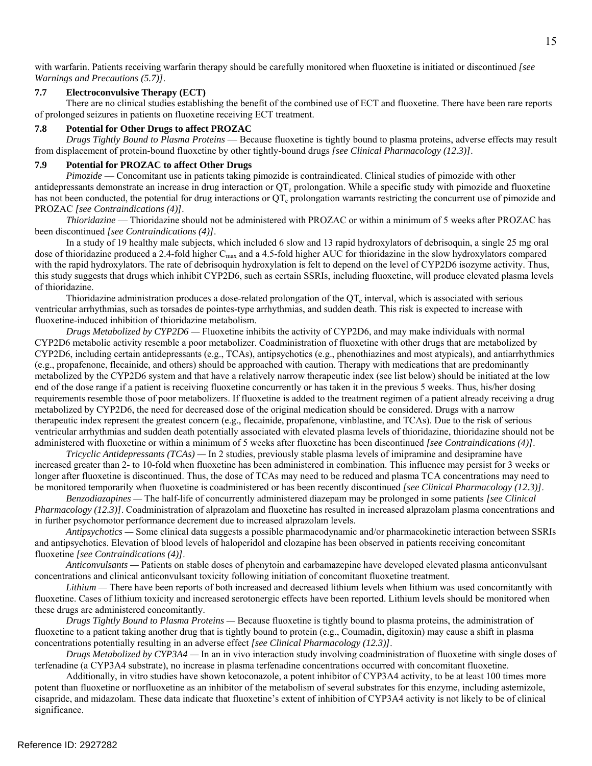with warfarin. Patients receiving warfarin therapy should be carefully monitored when fluoxetine is initiated or discontinued *[see Warnings and Precautions (5.7)]*.

### 7.7 Electroconvulsive Therapy (ECT)

There are no clinical studies establishing the benefit of the combined use of ECT and fluoxetine. There have been rare reports of prolonged seizures in patients on fluoxetine receiving ECT treatment.

### 7.8 Potential for Other Drugs to affect PROZAC

*Drugs Tightly Bound to Plasma Proteins* — Because fluoxetine is tightly bound to plasma proteins, adverse effects may result from displacement of protein-bound fluoxetine by other tightly-bound drugs *[see Clinical Pharmacology (12.3)]*.

### 7.9 Potential for PROZAC to affect Other Drugs

*Pimozide* — Concomitant use in patients taking pimozide is contraindicated. Clinical studies of pimozide with other antidepressants demonstrate an increase in drug interaction or $QT_c$ prolongation. While a specific study with pimozide and fluoxetine has not been conducted, the potential for drug interactions or $QT_c$ prolongation warrants restricting the concurrent use of pimozide and PROZAC *[see Contraindications (4)]*.

*Thioridazine* — Thioridazine should not be administered with PROZAC or within a minimum of 5 weeks after PROZAC has been discontinued *[see Contraindications (4)]*.

In a study of 19 healthy male subjects, which included 6 slow and 13 rapid hydroxylators of debrisoquin, a single 25 mg oral dose of thioridazine produced a 2.4-fold higher $C_{max}$ and a 4.5-fold higher AUC for thioridazine in the slow hydroxylators compared with the rapid hydroxylators. The rate of debrisoquin hydroxylation is felt to depend on the level of CYP2D6 isozyme activity. Thus, this study suggests that drugs which inhibit CYP2D6, such as certain SSRIs, including fluoxetine, will produce elevated plasma levels of thioridazine.

Thioridazine administration produces a dose-related prolongation of the $QT_c$ interval, which is associated with serious ventricular arrhythmias, such as torsades de pointes-type arrhythmias, and sudden death. This risk is expected to increase with fluoxetine-induced inhibition of thioridazine metabolism.

*Drugs Metabolized by CYP2D6 —* Fluoxetine inhibits the activity of CYP2D6, and may make individuals with normal CYP2D6 metabolic activity resemble a poor metabolizer. Coadministration of fluoxetine with other drugs that are metabolized by CYP2D6, including certain antidepressants (e.g., TCAs), antipsychotics (e.g., phenothiazines and most atypicals), and antiarrhythmics (e.g., propafenone, flecainide, and others) should be approached with caution. Therapy with medications that are predominantly metabolized by the CYP2D6 system and that have a relatively narrow therapeutic index (see list below) should be initiated at the low end of the dose range if a patient is receiving fluoxetine concurrently or has taken it in the previous 5 weeks. Thus, his/her dosing requirements resemble those of poor metabolizers. If fluoxetine is added to the treatment regimen of a patient already receiving a drug metabolized by CYP2D6, the need for decreased dose of the original medication should be considered. Drugs with a narrow therapeutic index represent the greatest concern (e.g., flecainide, propafenone, vinblastine, and TCAs). Due to the risk of serious ventricular arrhythmias and sudden death potentially associated with elevated plasma levels of thioridazine, thioridazine should not be administered with fluoxetine or within a minimum of 5 weeks after fluoxetine has been discontinued *[see Contraindications (4)]*.

*Tricyclic Antidepressants (TCAs) —* In 2 studies, previously stable plasma levels of imipramine and desipramine have increased greater than 2- to 10-fold when fluoxetine has been administered in combination. This influence may persist for 3 weeks or longer after fluoxetine is discontinued. Thus, the dose of TCAs may need to be reduced and plasma TCA concentrations may need to be monitored temporarily when fluoxetine is coadministered or has been recently discontinued *[see Clinical Pharmacology (12.3)]*.

*Benzodiazapines —* The half-life of concurrently administered diazepam may be prolonged in some patients *[see Clinical Pharmacology (12.3)]*. Coadministration of alprazolam and fluoxetine has resulted in increased alprazolam plasma concentrations and in further psychomotor performance decrement due to increased alprazolam levels.

*Antipsychotics —* Some clinical data suggests a possible pharmacodynamic and/or pharmacokinetic interaction between SSRIs and antipsychotics. Elevation of blood levels of haloperidol and clozapine has been observed in patients receiving concomitant fluoxetine *[see Contraindications (4)]*.

*Anticonvulsants —* Patients on stable doses of phenytoin and carbamazepine have developed elevated plasma anticonvulsant concentrations and clinical anticonvulsant toxicity following initiation of concomitant fluoxetine treatment.

*Lithium —* There have been reports of both increased and decreased lithium levels when lithium was used concomitantly with fluoxetine. Cases of lithium toxicity and increased serotonergic effects have been reported. Lithium levels should be monitored when these drugs are administered concomitantly.

*Drugs Tightly Bound to Plasma Proteins —* Because fluoxetine is tightly bound to plasma proteins, the administration of fluoxetine to a patient taking another drug that is tightly bound to protein (e.g., Coumadin, digitoxin) may cause a shift in plasma concentrations potentially resulting in an adverse effect *[see Clinical Pharmacology (12.3)]*.

*Drugs Metabolized by CYP3A4 —* In an in vivo interaction study involving coadministration of fluoxetine with single doses of terfenadine (a CYP3A4 substrate), no increase in plasma terfenadine concentrations occurred with concomitant fluoxetine.

Additionally, in vitro studies have shown ketoconazole, a potent inhibitor of CYP3A4 activity, to be at least 100 times more potent than fluoxetine or norfluoxetine as an inhibitor of the metabolism of several substrates for this enzyme, including astemizole, cisapride, and midazolam. These data indicate that fluoxetine's extent of inhibition of CYP3A4 activity is not likely to be of clinical significance.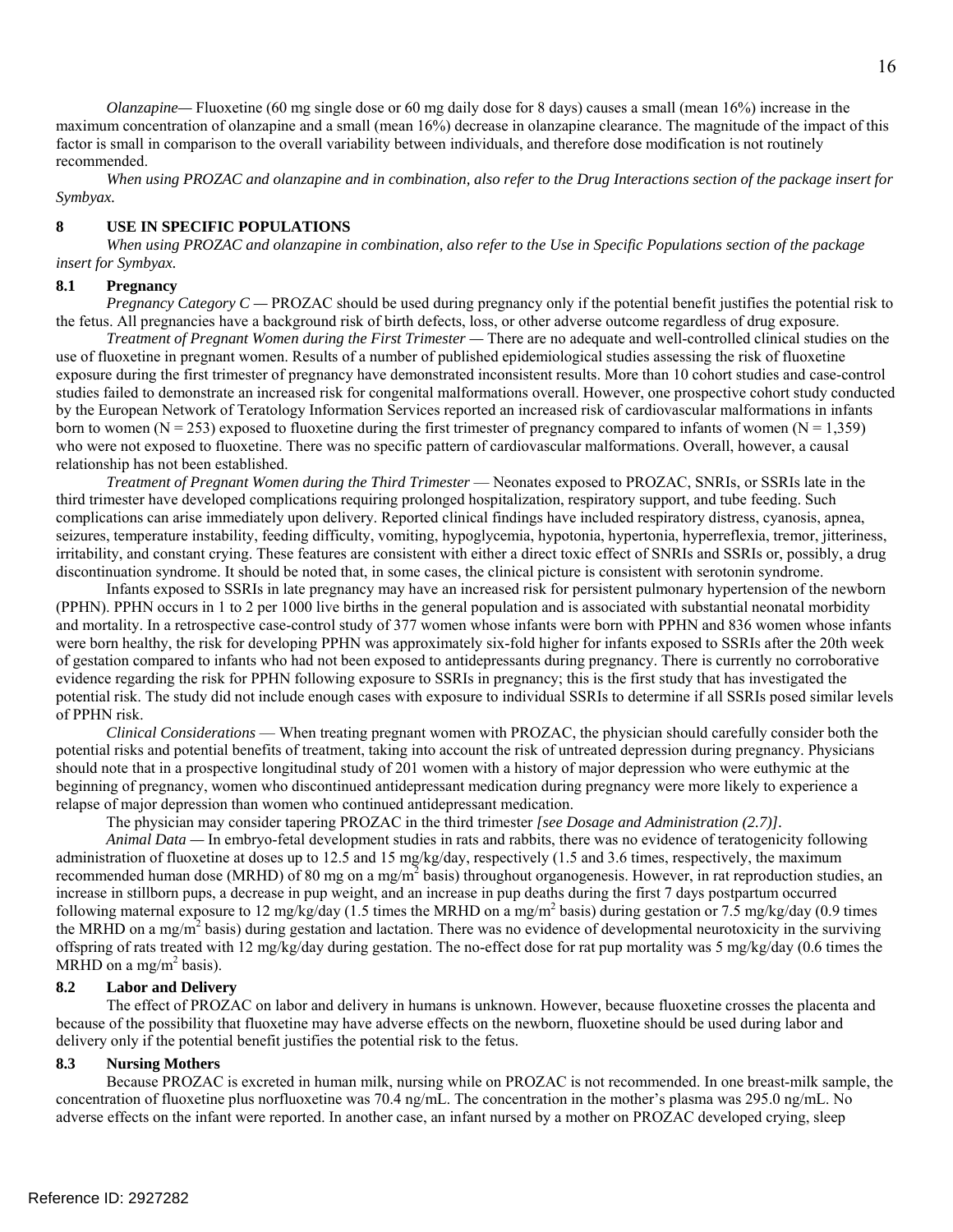*Olanzapine—* Fluoxetine (60 mg single dose or 60 mg daily dose for 8 days) causes a small (mean 16%) increase in the maximum concentration of olanzapine and a small (mean 16%) decrease in olanzapine clearance. The magnitude of the impact of this factor is small in comparison to the overall variability between individuals, and therefore dose modification is not routinely recommended.

*When using PROZAC and olanzapine and in combination, also refer to the Drug Interactions section of the package insert for Symbyax.*

## 8 USE IN SPECIFIC POPULATIONS

*When using PROZAC and olanzapine in combination, also refer to the Use in Specific Populations section of the package insert for Symbyax.*

### 8.1 Pregnancy

*Pregnancy Category C —* PROZAC should be used during pregnancy only if the potential benefit justifies the potential risk to the fetus. All pregnancies have a background risk of birth defects, loss, or other adverse outcome regardless of drug exposure.

*Treatment of Pregnant Women during the First Trimester —* There are no adequate and well-controlled clinical studies on the use of fluoxetine in pregnant women. Results of a number of published epidemiological studies assessing the risk of fluoxetine exposure during the first trimester of pregnancy have demonstrated inconsistent results. More than 10 cohort studies and case-control studies failed to demonstrate an increased risk for congenital malformations overall. However, one prospective cohort study conducted by the European Network of Teratology Information Services reported an increased risk of cardiovascular malformations in infants born to women (N = 253) exposed to fluoxetine during the first trimester of pregnancy compared to infants of women (N = 1,359) who were not exposed to fluoxetine. There was no specific pattern of cardiovascular malformations. Overall, however, a causal relationship has not been established.

*Treatment of Pregnant Women during the Third Trimester* — Neonates exposed to PROZAC, SNRIs, or SSRIs late in the third trimester have developed complications requiring prolonged hospitalization, respiratory support, and tube feeding. Such complications can arise immediately upon delivery. Reported clinical findings have included respiratory distress, cyanosis, apnea, seizures, temperature instability, feeding difficulty, vomiting, hypoglycemia, hypotonia, hypertonia, hyperreflexia, tremor, jitteriness, irritability, and constant crying. These features are consistent with either a direct toxic effect of SNRIs and SSRIs or, possibly, a drug discontinuation syndrome. It should be noted that, in some cases, the clinical picture is consistent with serotonin syndrome.

Infants exposed to SSRIs in late pregnancy may have an increased risk for persistent pulmonary hypertension of the newborn (PPHN). PPHN occurs in 1 to 2 per 1000 live births in the general population and is associated with substantial neonatal morbidity and mortality. In a retrospective case-control study of 377 women whose infants were born with PPHN and 836 women whose infants were born healthy, the risk for developing PPHN was approximately six-fold higher for infants exposed to SSRIs after the 20th week of gestation compared to infants who had not been exposed to antidepressants during pregnancy. There is currently no corroborative evidence regarding the risk for PPHN following exposure to SSRIs in pregnancy; this is the first study that has investigated the potential risk. The study did not include enough cases with exposure to individual SSRIs to determine if all SSRIs posed similar levels of PPHN risk.

*Clinical Considerations* — When treating pregnant women with PROZAC, the physician should carefully consider both the potential risks and potential benefits of treatment, taking into account the risk of untreated depression during pregnancy. Physicians should note that in a prospective longitudinal study of 201 women with a history of major depression who were euthymic at the beginning of pregnancy, women who discontinued antidepressant medication during pregnancy were more likely to experience a relapse of major depression than women who continued antidepressant medication.

The physician may consider tapering PROZAC in the third trimester *[see Dosage and Administration (2.7)]*.

*Animal Data —* In embryo-fetal development studies in rats and rabbits, there was no evidence of teratogenicity following administration of fluoxetine at doses up to 12.5 and 15 mg/kg/day, respectively (1.5 and 3.6 times, respectively, the maximum recommended human dose (MRHD) of 80 mg on a mg/m$^2$ basis) throughout organogenesis. However, in rat reproduction studies, an increase in stillborn pups, a decrease in pup weight, and an increase in pup deaths during the first 7 days postpartum occurred following maternal exposure to 12 mg/kg/day (1.5 times the MRHD on a mg/m$^2$ basis) during gestation or 7.5 mg/kg/day (0.9 times the MRHD on a mg/m$^2$ basis) during gestation and lactation. There was no evidence of developmental neurotoxicity in the surviving offspring of rats treated with 12 mg/kg/day during gestation. The no-effect dose for rat pup mortality was 5 mg/kg/day (0.6 times the MRHD on a mg/m$^2$ basis).

### 8.2 Labor and Delivery

The effect of PROZAC on labor and delivery in humans is unknown. However, because fluoxetine crosses the placenta and because of the possibility that fluoxetine may have adverse effects on the newborn, fluoxetine should be used during labor and delivery only if the potential benefit justifies the potential risk to the fetus.

### 8.3 Nursing Mothers

Because PROZAC is excreted in human milk, nursing while on PROZAC is not recommended. In one breast-milk sample, the concentration of fluoxetine plus norfluoxetine was 70.4 ng/mL. The concentration in the mother's plasma was 295.0 ng/mL. No adverse effects on the infant were reported. In another case, an infant nursed by a mother on PROZAC developed crying, sleep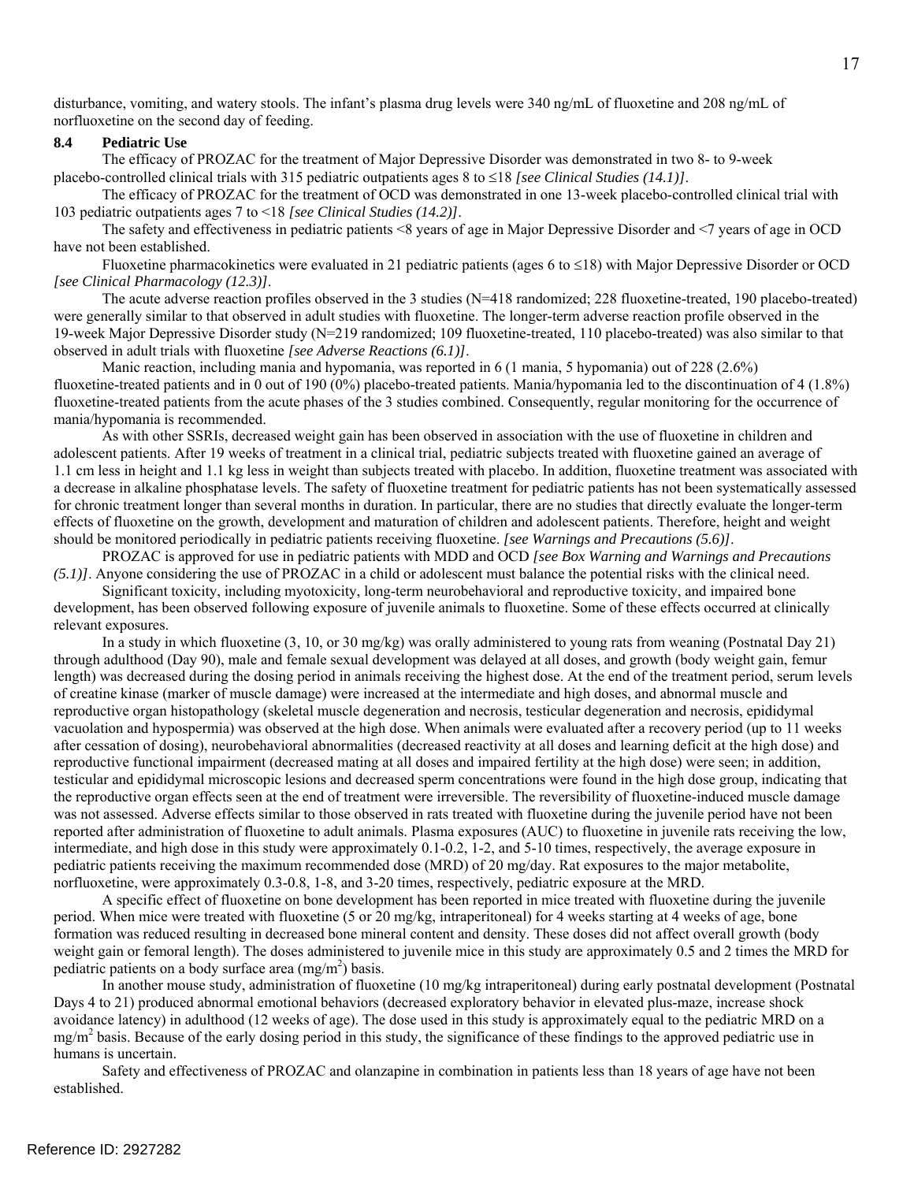disturbance, vomiting, and watery stools. The infant's plasma drug levels were 340 ng/mL of fluoxetine and 208 ng/mL of norfluoxetine on the second day of feeding.

### 8.4 Pediatric Use

The efficacy of PROZAC for the treatment of Major Depressive Disorder was demonstrated in two 8- to 9-week placebo-controlled clinical trials with 315 pediatric outpatients ages 8 to ≤18 *[see Clinical Studies (14.1)]*.

The efficacy of PROZAC for the treatment of OCD was demonstrated in one 13-week placebo-controlled clinical trial with 103 pediatric outpatients ages 7 to <18 *[see Clinical Studies (14.2)]*.

The safety and effectiveness in pediatric patients <8 years of age in Major Depressive Disorder and <7 years of age in OCD have not been established.

Fluoxetine pharmacokinetics were evaluated in 21 pediatric patients (ages 6 to ≤18) with Major Depressive Disorder or OCD *[see Clinical Pharmacology (12.3)]*.

The acute adverse reaction profiles observed in the 3 studies (N=418 randomized; 228 fluoxetine-treated, 190 placebo-treated) were generally similar to that observed in adult studies with fluoxetine. The longer-term adverse reaction profile observed in the 19-week Major Depressive Disorder study (N=219 randomized; 109 fluoxetine-treated, 110 placebo-treated) was also similar to that observed in adult trials with fluoxetine *[see Adverse Reactions (6.1)]*.

Manic reaction, including mania and hypomania, was reported in 6 (1 mania, 5 hypomania) out of 228 (2.6%) fluoxetine-treated patients and in 0 out of 190 (0%) placebo-treated patients. Mania/hypomania led to the discontinuation of 4 (1.8%) fluoxetine-treated patients from the acute phases of the 3 studies combined. Consequently, regular monitoring for the occurrence of mania/hypomania is recommended.

As with other SSRIs, decreased weight gain has been observed in association with the use of fluoxetine in children and adolescent patients. After 19 weeks of treatment in a clinical trial, pediatric subjects treated with fluoxetine gained an average of 1.1 cm less in height and 1.1 kg less in weight than subjects treated with placebo. In addition, fluoxetine treatment was associated with a decrease in alkaline phosphatase levels. The safety of fluoxetine treatment for pediatric patients has not been systematically assessed for chronic treatment longer than several months in duration. In particular, there are no studies that directly evaluate the longer-term effects of fluoxetine on the growth, development and maturation of children and adolescent patients. Therefore, height and weight should be monitored periodically in pediatric patients receiving fluoxetine. *[see Warnings and Precautions (5.6)]*.

PROZAC is approved for use in pediatric patients with MDD and OCD *[see Box Warning and Warnings and Precautions (5.1)]*. Anyone considering the use of PROZAC in a child or adolescent must balance the potential risks with the clinical need.

Significant toxicity, including myotoxicity, long-term neurobehavioral and reproductive toxicity, and impaired bone development, has been observed following exposure of juvenile animals to fluoxetine. Some of these effects occurred at clinically relevant exposures.

In a study in which fluoxetine (3, 10, or 30 mg/kg) was orally administered to young rats from weaning (Postnatal Day 21) through adulthood (Day 90), male and female sexual development was delayed at all doses, and growth (body weight gain, femur length) was decreased during the dosing period in animals receiving the highest dose. At the end of the treatment period, serum levels of creatine kinase (marker of muscle damage) were increased at the intermediate and high doses, and abnormal muscle and reproductive organ histopathology (skeletal muscle degeneration and necrosis, testicular degeneration and necrosis, epididymal vacuolation and hypospermia) was observed at the high dose. When animals were evaluated after a recovery period (up to 11 weeks after cessation of dosing), neurobehavioral abnormalities (decreased reactivity at all doses and learning deficit at the high dose) and reproductive functional impairment (decreased mating at all doses and impaired fertility at the high dose) were seen; in addition, testicular and epididymal microscopic lesions and decreased sperm concentrations were found in the high dose group, indicating that the reproductive organ effects seen at the end of treatment were irreversible. The reversibility of fluoxetine-induced muscle damage was not assessed. Adverse effects similar to those observed in rats treated with fluoxetine during the juvenile period have not been reported after administration of fluoxetine to adult animals. Plasma exposures (AUC) to fluoxetine in juvenile rats receiving the low, intermediate, and high dose in this study were approximately 0.1-0.2, 1-2, and 5-10 times, respectively, the average exposure in pediatric patients receiving the maximum recommended dose (MRD) of 20 mg/day. Rat exposures to the major metabolite, norfluoxetine, were approximately 0.3-0.8, 1-8, and 3-20 times, respectively, pediatric exposure at the MRD.

A specific effect of fluoxetine on bone development has been reported in mice treated with fluoxetine during the juvenile period. When mice were treated with fluoxetine (5 or 20 mg/kg, intraperitoneal) for 4 weeks starting at 4 weeks of age, bone formation was reduced resulting in decreased bone mineral content and density. These doses did not affect overall growth (body weight gain or femoral length). The doses administered to juvenile mice in this study are approximately 0.5 and 2 times the MRD for pediatric patients on a body surface area ($mg/m^2$) basis.

In another mouse study, administration of fluoxetine (10 mg/kg intraperitoneal) during early postnatal development (Postnatal Days 4 to 21) produced abnormal emotional behaviors (decreased exploratory behavior in elevated plus-maze, increase shock avoidance latency) in adulthood (12 weeks of age). The dose used in this study is approximately equal to the pediatric MRD on a $mg/m^2$ basis. Because of the early dosing period in this study, the significance of these findings to the approved pediatric use in humans is uncertain.

Safety and effectiveness of PROZAC and olanzapine in combination in patients less than 18 years of age have not been established.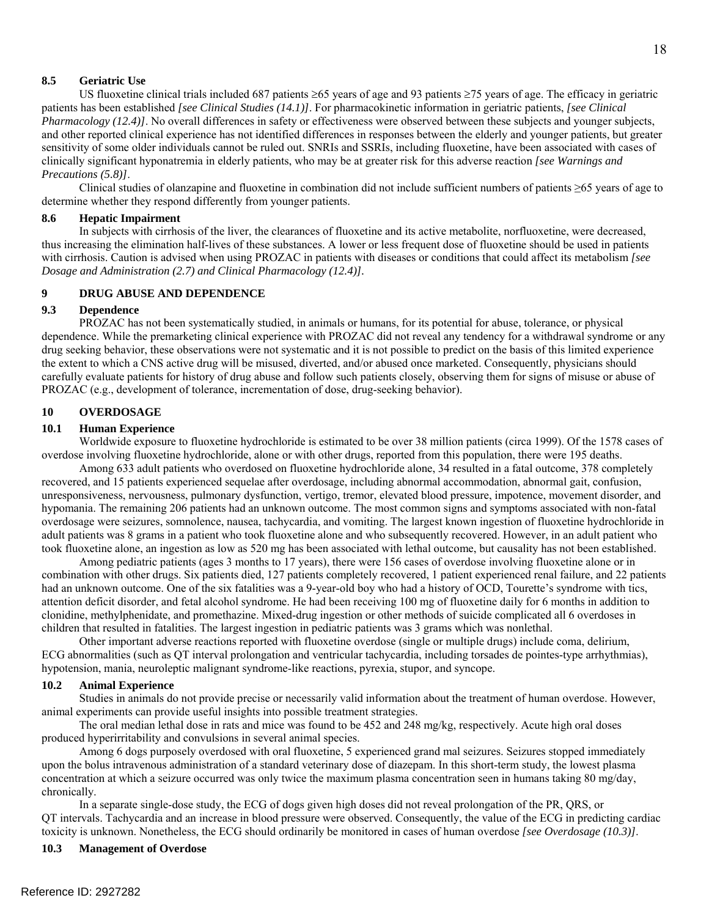### 8.5 Geriatric Use

US fluoxetine clinical trials included 687 patients ≥65 years of age and 93 patients ≥75 years of age. The efficacy in geriatric patients has been established *[see Clinical Studies (14.1)]*. For pharmacokinetic information in geriatric patients, *[see Clinical Pharmacology (12.4)]*. No overall differences in safety or effectiveness were observed between these subjects and younger subjects, and other reported clinical experience has not identified differences in responses between the elderly and younger patients, but greater sensitivity of some older individuals cannot be ruled out. SNRIs and SSRIs, including fluoxetine, have been associated with cases of clinically significant hyponatremia in elderly patients, who may be at greater risk for this adverse reaction *[see Warnings and Precautions (5.8)]*.

Clinical studies of olanzapine and fluoxetine in combination did not include sufficient numbers of patients ≥65 years of age to determine whether they respond differently from younger patients.

### 8.6 Hepatic Impairment

In subjects with cirrhosis of the liver, the clearances of fluoxetine and its active metabolite, norfluoxetine, were decreased, thus increasing the elimination half-lives of these substances. A lower or less frequent dose of fluoxetine should be used in patients with cirrhosis. Caution is advised when using PROZAC in patients with diseases or conditions that could affect its metabolism *[see Dosage and Administration (2.7) and Clinical Pharmacology (12.4)]*.

## 9 DRUG ABUSE AND DEPENDENCE

### 9.3 Dependence

PROZAC has not been systematically studied, in animals or humans, for its potential for abuse, tolerance, or physical dependence. While the premarketing clinical experience with PROZAC did not reveal any tendency for a withdrawal syndrome or any drug seeking behavior, these observations were not systematic and it is not possible to predict on the basis of this limited experience the extent to which a CNS active drug will be misused, diverted, and/or abused once marketed. Consequently, physicians should carefully evaluate patients for history of drug abuse and follow such patients closely, observing them for signs of misuse or abuse of PROZAC (e.g., development of tolerance, incrementation of dose, drug-seeking behavior).

## 10 OVERDOSAGE

### 10.1 Human Experience

Worldwide exposure to fluoxetine hydrochloride is estimated to be over 38 million patients (circa 1999). Of the 1578 cases of overdose involving fluoxetine hydrochloride, alone or with other drugs, reported from this population, there were 195 deaths.

Among 633 adult patients who overdosed on fluoxetine hydrochloride alone, 34 resulted in a fatal outcome, 378 completely recovered, and 15 patients experienced sequelae after overdosage, including abnormal accommodation, abnormal gait, confusion, unresponsiveness, nervousness, pulmonary dysfunction, vertigo, tremor, elevated blood pressure, impotence, movement disorder, and hypomania. The remaining 206 patients had an unknown outcome. The most common signs and symptoms associated with non-fatal overdosage were seizures, somnolence, nausea, tachycardia, and vomiting. The largest known ingestion of fluoxetine hydrochloride in adult patients was 8 grams in a patient who took fluoxetine alone and who subsequently recovered. However, in an adult patient who took fluoxetine alone, an ingestion as low as 520 mg has been associated with lethal outcome, but causality has not been established.

Among pediatric patients (ages 3 months to 17 years), there were 156 cases of overdose involving fluoxetine alone or in combination with other drugs. Six patients died, 127 patients completely recovered, 1 patient experienced renal failure, and 22 patients had an unknown outcome. One of the six fatalities was a 9-year-old boy who had a history of OCD, Tourette's syndrome with tics, attention deficit disorder, and fetal alcohol syndrome. He had been receiving 100 mg of fluoxetine daily for 6 months in addition to clonidine, methylphenidate, and promethazine. Mixed-drug ingestion or other methods of suicide complicated all 6 overdoses in children that resulted in fatalities. The largest ingestion in pediatric patients was 3 grams which was nonlethal.

Other important adverse reactions reported with fluoxetine overdose (single or multiple drugs) include coma, delirium, ECG abnormalities (such as QT interval prolongation and ventricular tachycardia, including torsades de pointes-type arrhythmias), hypotension, mania, neuroleptic malignant syndrome-like reactions, pyrexia, stupor, and syncope.

### 10.2 Animal Experience

Studies in animals do not provide precise or necessarily valid information about the treatment of human overdose. However, animal experiments can provide useful insights into possible treatment strategies.

The oral median lethal dose in rats and mice was found to be 452 and 248 mg/kg, respectively. Acute high oral doses produced hyperirritability and convulsions in several animal species.

Among 6 dogs purposely overdosed with oral fluoxetine, 5 experienced grand mal seizures. Seizures stopped immediately upon the bolus intravenous administration of a standard veterinary dose of diazepam. In this short-term study, the lowest plasma concentration at which a seizure occurred was only twice the maximum plasma concentration seen in humans taking 80 mg/day, chronically.

In a separate single-dose study, the ECG of dogs given high doses did not reveal prolongation of the PR, QRS, or QT intervals. Tachycardia and an increase in blood pressure were observed. Consequently, the value of the ECG in predicting cardiac toxicity is unknown. Nonetheless, the ECG should ordinarily be monitored in cases of human overdose *[see Overdosage (10.3)]*.

### 10.3 Management of Overdose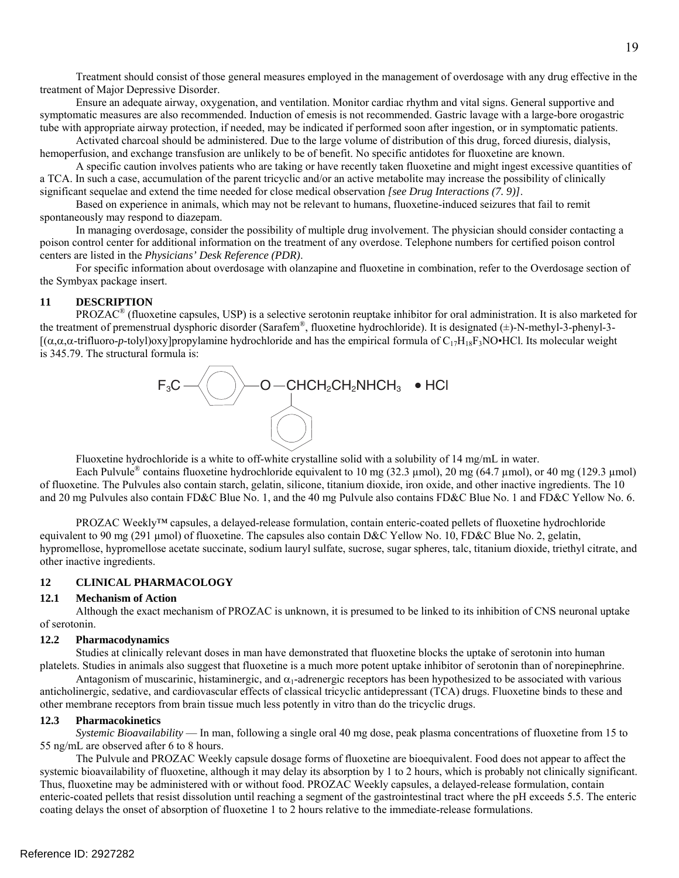Treatment should consist of those general measures employed in the management of overdosage with any drug effective in the treatment of Major Depressive Disorder.

Ensure an adequate airway, oxygenation, and ventilation. Monitor cardiac rhythm and vital signs. General supportive and symptomatic measures are also recommended. Induction of emesis is not recommended. Gastric lavage with a large-bore orogastric tube with appropriate airway protection, if needed, may be indicated if performed soon after ingestion, or in symptomatic patients.

Activated charcoal should be administered. Due to the large volume of distribution of this drug, forced diuresis, dialysis, hemoperfusion, and exchange transfusion are unlikely to be of benefit. No specific antidotes for fluoxetine are known.

A specific caution involves patients who are taking or have recently taken fluoxetine and might ingest excessive quantities of a TCA. In such a case, accumulation of the parent tricyclic and/or an active metabolite may increase the possibility of clinically significant sequelae and extend the time needed for close medical observation *[see Drug Interactions (7. 9)]*.

Based on experience in animals, which may not be relevant to humans, fluoxetine-induced seizures that fail to remit spontaneously may respond to diazepam.

In managing overdosage, consider the possibility of multiple drug involvement. The physician should consider contacting a poison control center for additional information on the treatment of any overdose. Telephone numbers for certified poison control centers are listed in the *Physicians' Desk Reference (PDR)*.

For specific information about overdosage with olanzapine and fluoxetine in combination, refer to the Overdosage section of the Symbyax package insert.

## 11 DESCRIPTION

PROZAC® (fluoxetine capsules, USP) is a selective serotonin reuptake inhibitor for oral administration. It is also marketed for the treatment of premenstrual dysphoric disorder (Sarafem®, fluoxetine hydrochloride). It is designated (±)-N-methyl-3-phenyl-3-[(α,α,α-trifluoro-*p*-tolyl)oxy]propylamine hydrochloride and has the empirical formula of $C_{17}H_{18}F_3NO \bullet HCl$. Its molecular weight is 345.79. The structural formula is:

$$F_3C-C_6H_4-O-CH(C_6H_5)CH_2CH_2NHCH_3 \bullet HCl$$

Fluoxetine hydrochloride is a white to off-white crystalline solid with a solubility of 14 mg/mL in water.

Each Pulvule® contains fluoxetine hydrochloride equivalent to 10 mg (32.3 µmol), 20 mg (64.7 µmol), or 40 mg (129.3 µmol) of fluoxetine. The Pulvules also contain starch, gelatin, silicone, titanium dioxide, iron oxide, and other inactive ingredients. The 10 and 20 mg Pulvules also contain FD&C Blue No. 1, and the 40 mg Pulvule also contains FD&C Blue No. 1 and FD&C Yellow No. 6.

PROZAC Weekly™ capsules, a delayed-release formulation, contain enteric-coated pellets of fluoxetine hydrochloride equivalent to 90 mg (291 µmol) of fluoxetine. The capsules also contain D&C Yellow No. 10, FD&C Blue No. 2, gelatin, hypromellose, hypromellose acetate succinate, sodium lauryl sulfate, sucrose, sugar spheres, talc, titanium dioxide, triethyl citrate, and other inactive ingredients.

## 12 CLINICAL PHARMACOLOGY

### 12.1 Mechanism of Action

Although the exact mechanism of PROZAC is unknown, it is presumed to be linked to its inhibition of CNS neuronal uptake of serotonin.

### 12.2 Pharmacodynamics

Studies at clinically relevant doses in man have demonstrated that fluoxetine blocks the uptake of serotonin into human platelets. Studies in animals also suggest that fluoxetine is a much more potent uptake inhibitor of serotonin than of norepinephrine.

Antagonism of muscarinic, histaminergic, and $\alpha_1$-adrenergic receptors has been hypothesized to be associated with various anticholinergic, sedative, and cardiovascular effects of classical tricyclic antidepressant (TCA) drugs. Fluoxetine binds to these and other membrane receptors from brain tissue much less potently in vitro than do the tricyclic drugs.

### 12.3 Pharmacokinetics

*Systemic Bioavailability* — In man, following a single oral 40 mg dose, peak plasma concentrations of fluoxetine from 15 to 55 ng/mL are observed after 6 to 8 hours.

The Pulvule and PROZAC Weekly capsule dosage forms of fluoxetine are bioequivalent. Food does not appear to affect the systemic bioavailability of fluoxetine, although it may delay its absorption by 1 to 2 hours, which is probably not clinically significant. Thus, fluoxetine may be administered with or without food. PROZAC Weekly capsules, a delayed-release formulation, contain enteric-coated pellets that resist dissolution until reaching a segment of the gastrointestinal tract where the pH exceeds 5.5. The enteric coating delays the onset of absorption of fluoxetine 1 to 2 hours relative to the immediate-release formulations.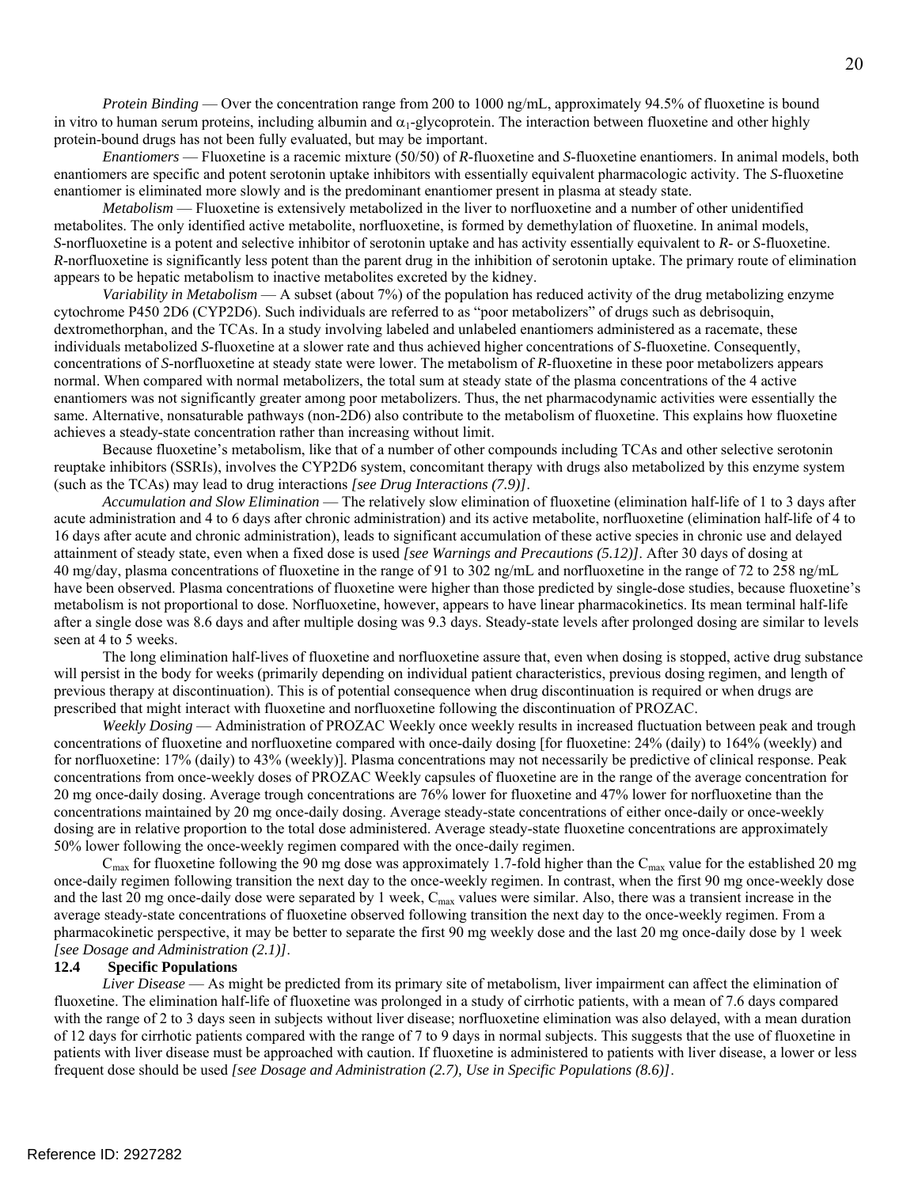*Protein Binding* — Over the concentration range from 200 to 1000 ng/mL, approximately 94.5% of fluoxetine is bound in vitro to human serum proteins, including albumin and $\alpha_1$-glycoprotein. The interaction between fluoxetine and other highly protein-bound drugs has not been fully evaluated, but may be important.

*Enantiomers* — Fluoxetine is a racemic mixture (50/50) of *R*-fluoxetine and *S*-fluoxetine enantiomers. In animal models, both enantiomers are specific and potent serotonin uptake inhibitors with essentially equivalent pharmacologic activity. The *S*-fluoxetine enantiomer is eliminated more slowly and is the predominant enantiomer present in plasma at steady state.

*Metabolism* — Fluoxetine is extensively metabolized in the liver to norfluoxetine and a number of other unidentified metabolites. The only identified active metabolite, norfluoxetine, is formed by demethylation of fluoxetine. In animal models, *S*-norfluoxetine is a potent and selective inhibitor of serotonin uptake and has activity essentially equivalent to *R*- or *S*-fluoxetine. *R*-norfluoxetine is significantly less potent than the parent drug in the inhibition of serotonin uptake. The primary route of elimination appears to be hepatic metabolism to inactive metabolites excreted by the kidney.

*Variability in Metabolism* — A subset (about 7%) of the population has reduced activity of the drug metabolizing enzyme cytochrome P450 2D6 (CYP2D6). Such individuals are referred to as "poor metabolizers" of drugs such as debrisoquin, dextromethorphan, and the TCAs. In a study involving labeled and unlabeled enantiomers administered as a racemate, these individuals metabolized *S*-fluoxetine at a slower rate and thus achieved higher concentrations of *S*-fluoxetine. Consequently, concentrations of *S*-norfluoxetine at steady state were lower. The metabolism of *R*-fluoxetine in these poor metabolizers appears normal. When compared with normal metabolizers, the total sum at steady state of the plasma concentrations of the 4 active enantiomers was not significantly greater among poor metabolizers. Thus, the net pharmacodynamic activities were essentially the same. Alternative, nonsaturable pathways (non-2D6) also contribute to the metabolism of fluoxetine. This explains how fluoxetine achieves a steady-state concentration rather than increasing without limit.

Because fluoxetine's metabolism, like that of a number of other compounds including TCAs and other selective serotonin reuptake inhibitors (SSRIs), involves the CYP2D6 system, concomitant therapy with drugs also metabolized by this enzyme system (such as the TCAs) may lead to drug interactions *[see Drug Interactions (7.9)]*.

*Accumulation and Slow Elimination* — The relatively slow elimination of fluoxetine (elimination half-life of 1 to 3 days after acute administration and 4 to 6 days after chronic administration) and its active metabolite, norfluoxetine (elimination half-life of 4 to 16 days after acute and chronic administration), leads to significant accumulation of these active species in chronic use and delayed attainment of steady state, even when a fixed dose is used *[see Warnings and Precautions (5.12)]*. After 30 days of dosing at 40 mg/day, plasma concentrations of fluoxetine in the range of 91 to 302 ng/mL and norfluoxetine in the range of 72 to 258 ng/mL have been observed. Plasma concentrations of fluoxetine were higher than those predicted by single-dose studies, because fluoxetine's metabolism is not proportional to dose. Norfluoxetine, however, appears to have linear pharmacokinetics. Its mean terminal half-life after a single dose was 8.6 days and after multiple dosing was 9.3 days. Steady-state levels after prolonged dosing are similar to levels seen at 4 to 5 weeks.

The long elimination half-lives of fluoxetine and norfluoxetine assure that, even when dosing is stopped, active drug substance will persist in the body for weeks (primarily depending on individual patient characteristics, previous dosing regimen, and length of previous therapy at discontinuation). This is of potential consequence when drug discontinuation is required or when drugs are prescribed that might interact with fluoxetine and norfluoxetine following the discontinuation of PROZAC.

*Weekly Dosing* — Administration of PROZAC Weekly once weekly results in increased fluctuation between peak and trough concentrations of fluoxetine and norfluoxetine compared with once-daily dosing [for fluoxetine: 24% (daily) to 164% (weekly) and for norfluoxetine: 17% (daily) to 43% (weekly)]. Plasma concentrations may not necessarily be predictive of clinical response. Peak concentrations from once-weekly doses of PROZAC Weekly capsules of fluoxetine are in the range of the average concentration for 20 mg once-daily dosing. Average trough concentrations are 76% lower for fluoxetine and 47% lower for norfluoxetine than the concentrations maintained by 20 mg once-daily dosing. Average steady-state concentrations of either once-daily or once-weekly dosing are in relative proportion to the total dose administered. Average steady-state fluoxetine concentrations are approximately 50% lower following the once-weekly regimen compared with the once-daily regimen.

$C_{max}$ for fluoxetine following the 90 mg dose was approximately 1.7-fold higher than the $C_{max}$ value for the established 20 mg once-daily regimen following transition the next day to the once-weekly regimen. In contrast, when the first 90 mg once-weekly dose and the last 20 mg once-daily dose were separated by 1 week, $C_{max}$ values were similar. Also, there was a transient increase in the average steady-state concentrations of fluoxetine observed following transition the next day to the once-weekly regimen. From a pharmacokinetic perspective, it may be better to separate the first 90 mg weekly dose and the last 20 mg once-daily dose by 1 week *[see Dosage and Administration (2.1)]*.

### 12.4 Specific Populations

*Liver Disease* — As might be predicted from its primary site of metabolism, liver impairment can affect the elimination of fluoxetine. The elimination half-life of fluoxetine was prolonged in a study of cirrhotic patients, with a mean of 7.6 days compared with the range of 2 to 3 days seen in subjects without liver disease; norfluoxetine elimination was also delayed, with a mean duration of 12 days for cirrhotic patients compared with the range of 7 to 9 days in normal subjects. This suggests that the use of fluoxetine in patients with liver disease must be approached with caution. If fluoxetine is administered to patients with liver disease, a lower or less frequent dose should be used *[see Dosage and Administration (2.7), Use in Specific Populations (8.6)]*.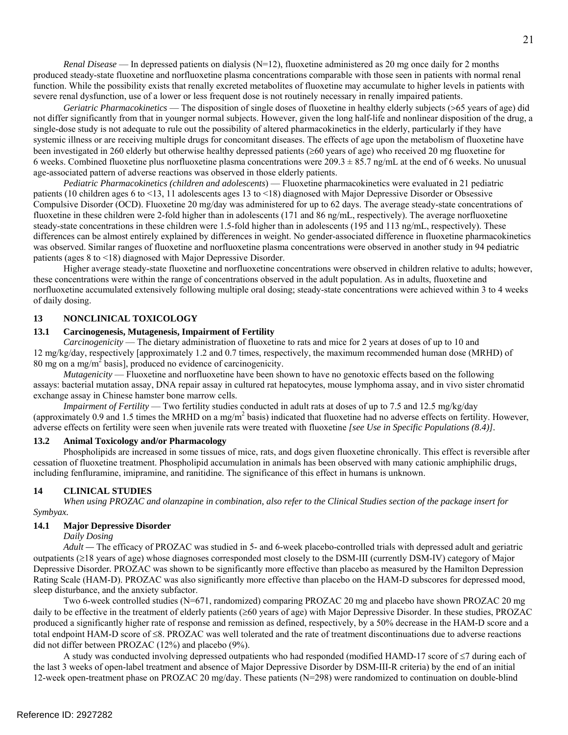*Renal Disease* — In depressed patients on dialysis (N=12), fluoxetine administered as 20 mg once daily for 2 months produced steady-state fluoxetine and norfluoxetine plasma concentrations comparable with those seen in patients with normal renal function. While the possibility exists that renally excreted metabolites of fluoxetine may accumulate to higher levels in patients with severe renal dysfunction, use of a lower or less frequent dose is not routinely necessary in renally impaired patients.

*Geriatric Pharmacokinetics* — The disposition of single doses of fluoxetine in healthy elderly subjects (>65 years of age) did not differ significantly from that in younger normal subjects. However, given the long half-life and nonlinear disposition of the drug, a single-dose study is not adequate to rule out the possibility of altered pharmacokinetics in the elderly, particularly if they have systemic illness or are receiving multiple drugs for concomitant diseases. The effects of age upon the metabolism of fluoxetine have been investigated in 260 elderly but otherwise healthy depressed patients (≥60 years of age) who received 20 mg fluoxetine for 6 weeks. Combined fluoxetine plus norfluoxetine plasma concentrations were $209.3 \pm 85.7$ ng/mL at the end of 6 weeks. No unusual age-associated pattern of adverse reactions was observed in those elderly patients.

*Pediatric Pharmacokinetics (children and adolescents)* — Fluoxetine pharmacokinetics were evaluated in 21 pediatric patients (10 children ages 6 to <13, 11 adolescents ages 13 to <18) diagnosed with Major Depressive Disorder or Obsessive Compulsive Disorder (OCD). Fluoxetine 20 mg/day was administered for up to 62 days. The average steady-state concentrations of fluoxetine in these children were 2-fold higher than in adolescents (171 and 86 ng/mL, respectively). The average norfluoxetine steady-state concentrations in these children were 1.5-fold higher than in adolescents (195 and 113 ng/mL, respectively). These differences can be almost entirely explained by differences in weight. No gender-associated difference in fluoxetine pharmacokinetics was observed. Similar ranges of fluoxetine and norfluoxetine plasma concentrations were observed in another study in 94 pediatric patients (ages 8 to <18) diagnosed with Major Depressive Disorder.

Higher average steady-state fluoxetine and norfluoxetine concentrations were observed in children relative to adults; however, these concentrations were within the range of concentrations observed in the adult population. As in adults, fluoxetine and norfluoxetine accumulated extensively following multiple oral dosing; steady-state concentrations were achieved within 3 to 4 weeks of daily dosing.

## 13 NONCLINICAL TOXICOLOGY

### 13.1 Carcinogenesis, Mutagenesis, Impairment of Fertility

*Carcinogenicity* — The dietary administration of fluoxetine to rats and mice for 2 years at doses of up to 10 and 12 mg/kg/day, respectively [approximately 1.2 and 0.7 times, respectively, the maximum recommended human dose (MRHD) of 80 mg on a mg/m$^2$ basis], produced no evidence of carcinogenicity.

*Mutagenicity* — Fluoxetine and norfluoxetine have been shown to have no genotoxic effects based on the following assays: bacterial mutation assay, DNA repair assay in cultured rat hepatocytes, mouse lymphoma assay, and in vivo sister chromatid exchange assay in Chinese hamster bone marrow cells.

*Impairment of Fertility* — Two fertility studies conducted in adult rats at doses of up to 7.5 and 12.5 mg/kg/day (approximately 0.9 and 1.5 times the MRHD on a mg/m$^2$ basis) indicated that fluoxetine had no adverse effects on fertility. However, adverse effects on fertility were seen when juvenile rats were treated with fluoxetine *[see Use in Specific Populations (8.4)]*.

### 13.2 Animal Toxicology and/or Pharmacology

Phospholipids are increased in some tissues of mice, rats, and dogs given fluoxetine chronically. This effect is reversible after cessation of fluoxetine treatment. Phospholipid accumulation in animals has been observed with many cationic amphiphilic drugs, including fenfluramine, imipramine, and ranitidine. The significance of this effect in humans is unknown.

## 14 CLINICAL STUDIES

*When using PROZAC and olanzapine in combination, also refer to the Clinical Studies section of the package insert for Symbyax.*

### 14.1 Major Depressive Disorder

*Daily Dosing*

*Adult* — The efficacy of PROZAC was studied in 5- and 6-week placebo-controlled trials with depressed adult and geriatric outpatients (≥18 years of age) whose diagnoses corresponded most closely to the DSM-III (currently DSM-IV) category of Major Depressive Disorder. PROZAC was shown to be significantly more effective than placebo as measured by the Hamilton Depression Rating Scale (HAM-D). PROZAC was also significantly more effective than placebo on the HAM-D subscores for depressed mood, sleep disturbance, and the anxiety subfactor.

Two 6-week controlled studies (N=671, randomized) comparing PROZAC 20 mg and placebo have shown PROZAC 20 mg daily to be effective in the treatment of elderly patients (≥60 years of age) with Major Depressive Disorder. In these studies, PROZAC produced a significantly higher rate of response and remission as defined, respectively, by a 50% decrease in the HAM-D score and a total endpoint HAM-D score of ≤8. PROZAC was well tolerated and the rate of treatment discontinuations due to adverse reactions did not differ between PROZAC (12%) and placebo (9%).

A study was conducted involving depressed outpatients who had responded (modified HAMD-17 score of ≤7 during each of the last 3 weeks of open-label treatment and absence of Major Depressive Disorder by DSM-III-R criteria) by the end of an initial 12-week open-treatment phase on PROZAC 20 mg/day. These patients (N=298) were randomized to continuation on double-blind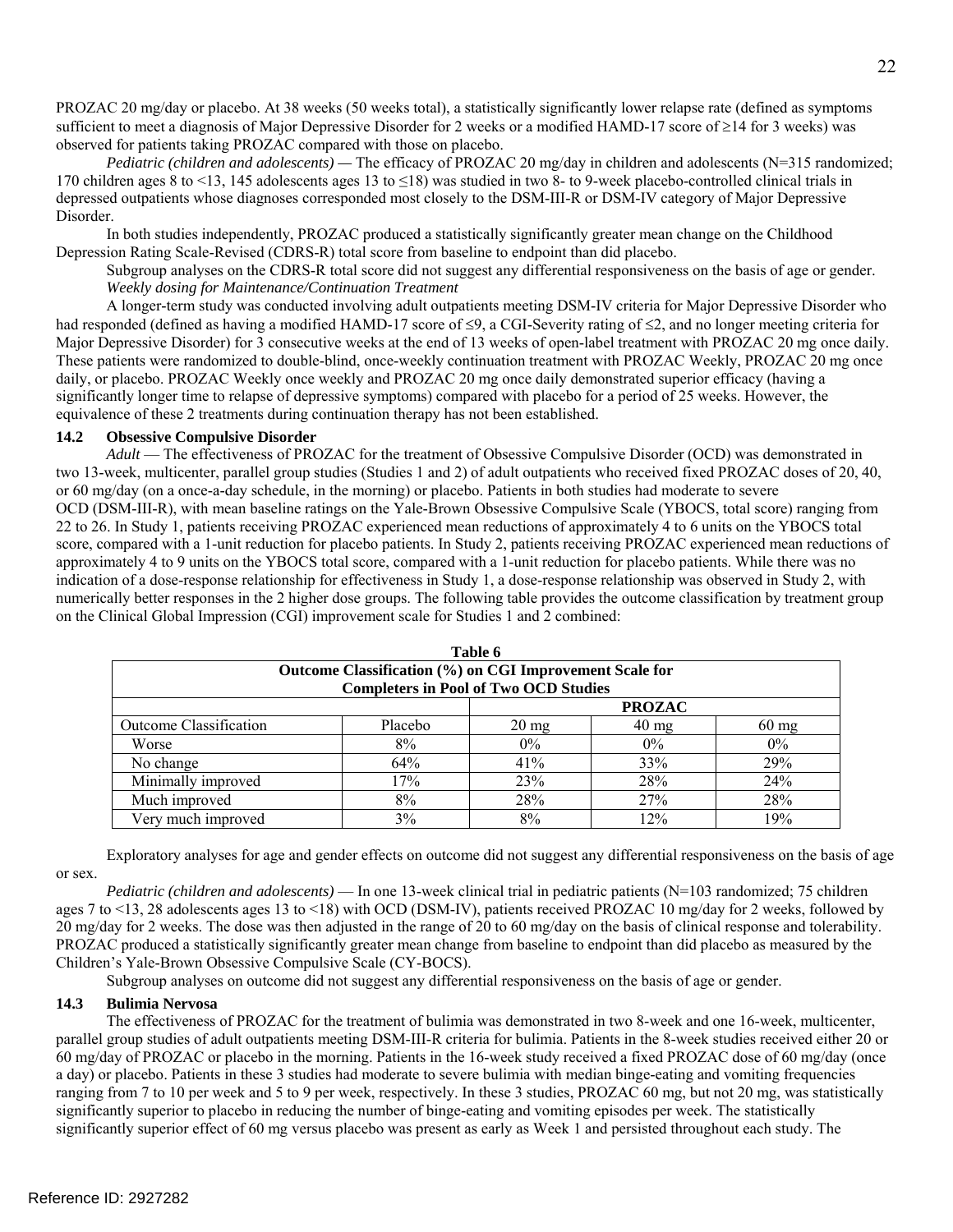PROZAC 20 mg/day or placebo. At 38 weeks (50 weeks total), a statistically significantly lower relapse rate (defined as symptoms sufficient to meet a diagnosis of Major Depressive Disorder for 2 weeks or a modified HAMD-17 score of ≥14 for 3 weeks) was observed for patients taking PROZAC compared with those on placebo.

*Pediatric (children and adolescents) —* The efficacy of PROZAC 20 mg/day in children and adolescents (N=315 randomized; 170 children ages 8 to <13, 145 adolescents ages 13 to ≤18) was studied in two 8- to 9-week placebo-controlled clinical trials in depressed outpatients whose diagnoses corresponded most closely to the DSM-III-R or DSM-IV category of Major Depressive Disorder.

In both studies independently, PROZAC produced a statistically significantly greater mean change on the Childhood Depression Rating Scale-Revised (CDRS-R) total score from baseline to endpoint than did placebo.

Subgroup analyses on the CDRS-R total score did not suggest any differential responsiveness on the basis of age or gender.

*Weekly dosing for Maintenance/Continuation Treatment*

A longer-term study was conducted involving adult outpatients meeting DSM-IV criteria for Major Depressive Disorder who had responded (defined as having a modified HAMD-17 score of ≤9, a CGI-Severity rating of ≤2, and no longer meeting criteria for Major Depressive Disorder) for 3 consecutive weeks at the end of 13 weeks of open-label treatment with PROZAC 20 mg once daily. These patients were randomized to double-blind, once-weekly continuation treatment with PROZAC Weekly, PROZAC 20 mg once daily, or placebo. PROZAC Weekly once weekly and PROZAC 20 mg once daily demonstrated superior efficacy (having a significantly longer time to relapse of depressive symptoms) compared with placebo for a period of 25 weeks. However, the equivalence of these 2 treatments during continuation therapy has not been established.

### 14.2 Obsessive Compulsive Disorder

*Adult* — The effectiveness of PROZAC for the treatment of Obsessive Compulsive Disorder (OCD) was demonstrated in two 13-week, multicenter, parallel group studies (Studies 1 and 2) of adult outpatients who received fixed PROZAC doses of 20, 40, or 60 mg/day (on a once-a-day schedule, in the morning) or placebo. Patients in both studies had moderate to severe OCD (DSM-III-R), with mean baseline ratings on the Yale-Brown Obsessive Compulsive Scale (YBOCS, total score) ranging from 22 to 26. In Study 1, patients receiving PROZAC experienced mean reductions of approximately 4 to 6 units on the YBOCS total score, compared with a 1-unit reduction for placebo patients. In Study 2, patients receiving PROZAC experienced mean reductions of approximately 4 to 9 units on the YBOCS total score, compared with a 1-unit reduction for placebo patients. While there was no indication of a dose-response relationship for effectiveness in Study 1, a dose-response relationship was observed in Study 2, with numerically better responses in the 2 higher dose groups. The following table provides the outcome classification by treatment group on the Clinical Global Impression (CGI) improvement scale for Studies 1 and 2 combined:

**Table 6**
**Outcome Classification (%) on CGI Improvement Scale for Completers in Pool of Two OCD Studies**

| | | PROZAC | | |
|---|---|---|---|---|
| Outcome Classification | Placebo | 20 mg | 40 mg | 60 mg |
| Worse | 8% | 0% | 0% | 0% |
| No change | 64% | 41% | 33% | 29% |
| Minimally improved | 17% | 23% | 28% | 24% |
| Much improved | 8% | 28% | 27% | 28% |
| Very much improved | 3% | 8% | 12% | 19% |

Exploratory analyses for age and gender effects on outcome did not suggest any differential responsiveness on the basis of age or sex.

*Pediatric (children and adolescents)* — In one 13-week clinical trial in pediatric patients (N=103 randomized; 75 children ages 7 to <13, 28 adolescents ages 13 to <18) with OCD (DSM-IV), patients received PROZAC 10 mg/day for 2 weeks, followed by 20 mg/day for 2 weeks. The dose was then adjusted in the range of 20 to 60 mg/day on the basis of clinical response and tolerability. PROZAC produced a statistically significantly greater mean change from baseline to endpoint than did placebo as measured by the Children's Yale-Brown Obsessive Compulsive Scale (CY-BOCS).

Subgroup analyses on outcome did not suggest any differential responsiveness on the basis of age or gender.

### 14.3 Bulimia Nervosa

The effectiveness of PROZAC for the treatment of bulimia was demonstrated in two 8-week and one 16-week, multicenter, parallel group studies of adult outpatients meeting DSM-III-R criteria for bulimia. Patients in the 8-week studies received either 20 or 60 mg/day of PROZAC or placebo in the morning. Patients in the 16-week study received a fixed PROZAC dose of 60 mg/day (once a day) or placebo. Patients in these 3 studies had moderate to severe bulimia with median binge-eating and vomiting frequencies ranging from 7 to 10 per week and 5 to 9 per week, respectively. In these 3 studies, PROZAC 60 mg, but not 20 mg, was statistically significantly superior to placebo in reducing the number of binge-eating and vomiting episodes per week. The statistically significantly superior effect of 60 mg versus placebo was present as early as Week 1 and persisted throughout each study. The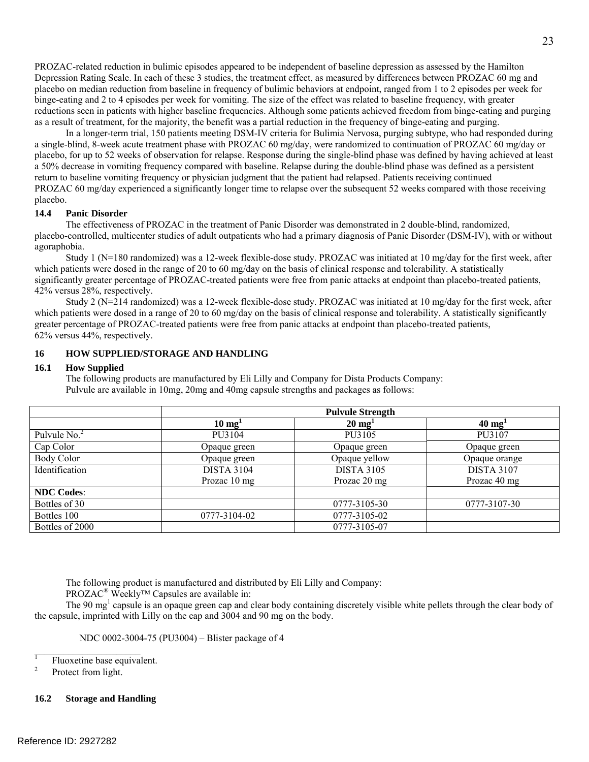PROZAC-related reduction in bulimic episodes appeared to be independent of baseline depression as assessed by the Hamilton Depression Rating Scale. In each of these 3 studies, the treatment effect, as measured by differences between PROZAC 60 mg and placebo on median reduction from baseline in frequency of bulimic behaviors at endpoint, ranged from 1 to 2 episodes per week for binge-eating and 2 to 4 episodes per week for vomiting. The size of the effect was related to baseline frequency, with greater reductions seen in patients with higher baseline frequencies. Although some patients achieved freedom from binge-eating and purging as a result of treatment, for the majority, the benefit was a partial reduction in the frequency of binge-eating and purging.

In a longer-term trial, 150 patients meeting DSM-IV criteria for Bulimia Nervosa, purging subtype, who had responded during a single-blind, 8-week acute treatment phase with PROZAC 60 mg/day, were randomized to continuation of PROZAC 60 mg/day or placebo, for up to 52 weeks of observation for relapse. Response during the single-blind phase was defined by having achieved at least a 50% decrease in vomiting frequency compared with baseline. Relapse during the double-blind phase was defined as a persistent return to baseline vomiting frequency or physician judgment that the patient had relapsed. Patients receiving continued PROZAC 60 mg/day experienced a significantly longer time to relapse over the subsequent 52 weeks compared with those receiving placebo.

### 14.4 Panic Disorder

The effectiveness of PROZAC in the treatment of Panic Disorder was demonstrated in 2 double-blind, randomized, placebo-controlled, multicenter studies of adult outpatients who had a primary diagnosis of Panic Disorder (DSM-IV), with or without agoraphobia.

Study 1 (N=180 randomized) was a 12-week flexible-dose study. PROZAC was initiated at 10 mg/day for the first week, after which patients were dosed in the range of 20 to 60 mg/day on the basis of clinical response and tolerability. A statistically significantly greater percentage of PROZAC-treated patients were free from panic attacks at endpoint than placebo-treated patients, 42% versus 28%, respectively.

Study 2 (N=214 randomized) was a 12-week flexible-dose study. PROZAC was initiated at 10 mg/day for the first week, after which patients were dosed in a range of 20 to 60 mg/day on the basis of clinical response and tolerability. A statistically significantly greater percentage of PROZAC-treated patients were free from panic attacks at endpoint than placebo-treated patients, 62% versus 44%, respectively.

## 16 HOW SUPPLIED/STORAGE AND HANDLING

### 16.1 How Supplied

The following products are manufactured by Eli Lilly and Company for Dista Products Company:
Pulvule are available in 10mg, 20mg and 40mg capsule strengths and packages as follows:

| | **Pulvule Strength** | | |
|---|---|---|---|
| | **10 mg[1]** | **20 mg[1]** | **40 mg[1]** |
| Pulvule No.[2] | PU3104 | PU3105 | PU3107 |
| Cap Color | Opaque green | Opaque green | Opaque green |
| Body Color | Opaque green | Opaque yellow | Opaque orange |
| Identification | DISTA 3104<br>Prozac 10 mg | DISTA 3105<br>Prozac 20 mg | DISTA 3107<br>Prozac 40 mg |
| **NDC Codes**: | | | |
| Bottles of 30 | | 0777-3105-30 | 0777-3107-30 |
| Bottles 100 | 0777-3104-02 | 0777-3105-02 | |
| Bottles of 2000 | | 0777-3105-07 | |

The following product is manufactured and distributed by Eli Lilly and Company:
PROZAC® Weekly™ Capsules are available in:
The 90 mg[1] capsule is an opaque green cap and clear body containing discretely visible white pellets through the clear body of the capsule, imprinted with Lilly on the cap and 3004 and 90 mg on the body.

NDC 0002-3004-75 (PU3004) – Blister package of 4

---

[1] Fluoxetine base equivalent.

[2] Protect from light.

### 16.2 Storage and Handling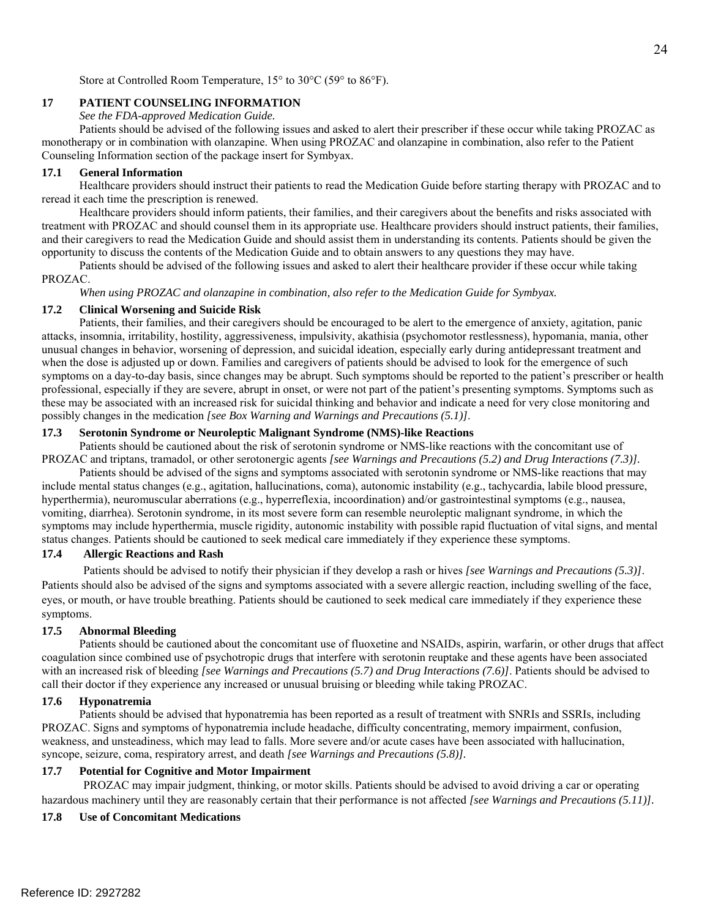Store at Controlled Room Temperature, 15° to 30°C (59° to 86°F).

## 17 PATIENT COUNSELING INFORMATION

*See the FDA-approved Medication Guide.*

Patients should be advised of the following issues and asked to alert their prescriber if these occur while taking PROZAC as monotherapy or in combination with olanzapine. When using PROZAC and olanzapine in combination, also refer to the Patient Counseling Information section of the package insert for Symbyax.

### 17.1 General Information

Healthcare providers should instruct their patients to read the Medication Guide before starting therapy with PROZAC and to reread it each time the prescription is renewed.

Healthcare providers should inform patients, their families, and their caregivers about the benefits and risks associated with treatment with PROZAC and should counsel them in its appropriate use. Healthcare providers should instruct patients, their families, and their caregivers to read the Medication Guide and should assist them in understanding its contents. Patients should be given the opportunity to discuss the contents of the Medication Guide and to obtain answers to any questions they may have.

Patients should be advised of the following issues and asked to alert their healthcare provider if these occur while taking PROZAC.

*When using PROZAC and olanzapine in combination, also refer to the Medication Guide for Symbyax.*

### 17.2 Clinical Worsening and Suicide Risk

Patients, their families, and their caregivers should be encouraged to be alert to the emergence of anxiety, agitation, panic attacks, insomnia, irritability, hostility, aggressiveness, impulsivity, akathisia (psychomotor restlessness), hypomania, mania, other unusual changes in behavior, worsening of depression, and suicidal ideation, especially early during antidepressant treatment and when the dose is adjusted up or down. Families and caregivers of patients should be advised to look for the emergence of such symptoms on a day-to-day basis, since changes may be abrupt. Such symptoms should be reported to the patient's prescriber or health professional, especially if they are severe, abrupt in onset, or were not part of the patient's presenting symptoms. Symptoms such as these may be associated with an increased risk for suicidal thinking and behavior and indicate a need for very close monitoring and possibly changes in the medication *[see Box Warning and Warnings and Precautions (5.1)]*.

### 17.3 Serotonin Syndrome or Neuroleptic Malignant Syndrome (NMS)-like Reactions

Patients should be cautioned about the risk of serotonin syndrome or NMS-like reactions with the concomitant use of PROZAC and triptans, tramadol, or other serotonergic agents *[see Warnings and Precautions (5.2) and Drug Interactions (7.3)]*.

Patients should be advised of the signs and symptoms associated with serotonin syndrome or NMS-like reactions that may include mental status changes (e.g., agitation, hallucinations, coma), autonomic instability (e.g., tachycardia, labile blood pressure, hyperthermia), neuromuscular aberrations (e.g., hyperreflexia, incoordination) and/or gastrointestinal symptoms (e.g., nausea, vomiting, diarrhea). Serotonin syndrome, in its most severe form can resemble neuroleptic malignant syndrome, in which the symptoms may include hyperthermia, muscle rigidity, autonomic instability with possible rapid fluctuation of vital signs, and mental status changes. Patients should be cautioned to seek medical care immediately if they experience these symptoms.

### 17.4 Allergic Reactions and Rash

Patients should be advised to notify their physician if they develop a rash or hives *[see Warnings and Precautions (5.3)]*. Patients should also be advised of the signs and symptoms associated with a severe allergic reaction, including swelling of the face, eyes, or mouth, or have trouble breathing. Patients should be cautioned to seek medical care immediately if they experience these symptoms.

### 17.5 Abnormal Bleeding

Patients should be cautioned about the concomitant use of fluoxetine and NSAIDs, aspirin, warfarin, or other drugs that affect coagulation since combined use of psychotropic drugs that interfere with serotonin reuptake and these agents have been associated with an increased risk of bleeding *[see Warnings and Precautions (5.7) and Drug Interactions (7.6)]*. Patients should be advised to call their doctor if they experience any increased or unusual bruising or bleeding while taking PROZAC.

### 17.6 Hyponatremia

Patients should be advised that hyponatremia has been reported as a result of treatment with SNRIs and SSRIs, including PROZAC. Signs and symptoms of hyponatremia include headache, difficulty concentrating, memory impairment, confusion, weakness, and unsteadiness, which may lead to falls. More severe and/or acute cases have been associated with hallucination, syncope, seizure, coma, respiratory arrest, and death *[see Warnings and Precautions (5.8)]*.

### 17.7 Potential for Cognitive and Motor Impairment

PROZAC may impair judgment, thinking, or motor skills. Patients should be advised to avoid driving a car or operating hazardous machinery until they are reasonably certain that their performance is not affected *[see Warnings and Precautions (5.11)]*.

### 17.8 Use of Concomitant Medications

Reference ID: 2927282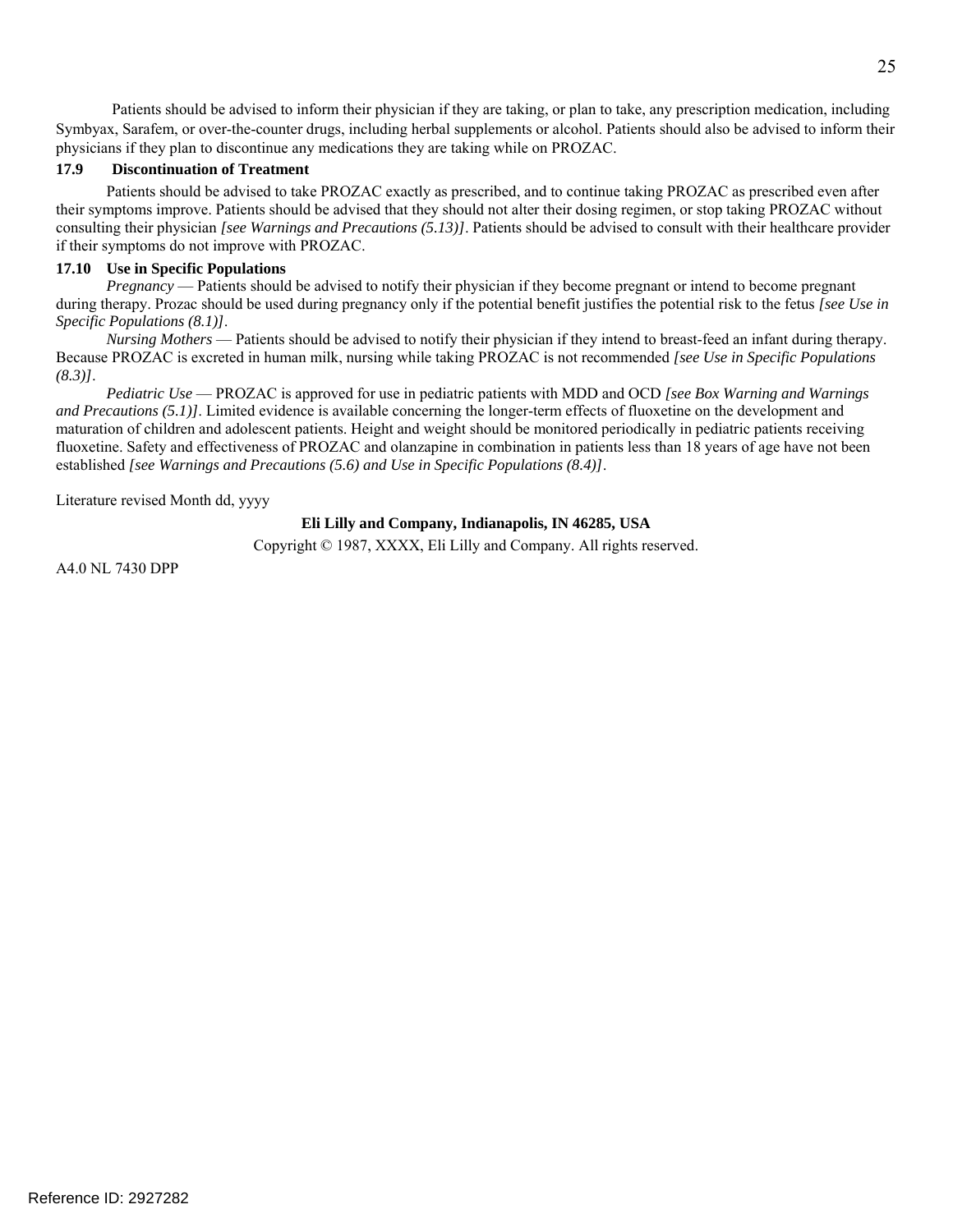Patients should be advised to inform their physician if they are taking, or plan to take, any prescription medication, including Symbyax, Sarafem, or over-the-counter drugs, including herbal supplements or alcohol. Patients should also be advised to inform their physicians if they plan to discontinue any medications they are taking while on PROZAC.

### 17.9 Discontinuation of Treatment

Patients should be advised to take PROZAC exactly as prescribed, and to continue taking PROZAC as prescribed even after their symptoms improve. Patients should be advised that they should not alter their dosing regimen, or stop taking PROZAC without consulting their physician *[see Warnings and Precautions (5.13)]*. Patients should be advised to consult with their healthcare provider if their symptoms do not improve with PROZAC.

### 17.10 Use in Specific Populations

*Pregnancy* — Patients should be advised to notify their physician if they become pregnant or intend to become pregnant during therapy. Prozac should be used during pregnancy only if the potential benefit justifies the potential risk to the fetus *[see Use in Specific Populations (8.1)]*.

*Nursing Mothers* — Patients should be advised to notify their physician if they intend to breast-feed an infant during therapy. Because PROZAC is excreted in human milk, nursing while taking PROZAC is not recommended *[see Use in Specific Populations (8.3)]*.

*Pediatric Use* — PROZAC is approved for use in pediatric patients with MDD and OCD *[see Box Warning and Warnings and Precautions (5.1)]*. Limited evidence is available concerning the longer-term effects of fluoxetine on the development and maturation of children and adolescent patients. Height and weight should be monitored periodically in pediatric patients receiving fluoxetine. Safety and effectiveness of PROZAC and olanzapine in combination in patients less than 18 years of age have not been established *[see Warnings and Precautions (5.6) and Use in Specific Populations (8.4)]*.

Literature revised Month dd, yyyy

**Eli Lilly and Company, Indianapolis, IN 46285, USA**

Copyright © 1987, XXXX, Eli Lilly and Company. All rights reserved.

A4.0 NL 7430 DPP

Reference ID: 2927282